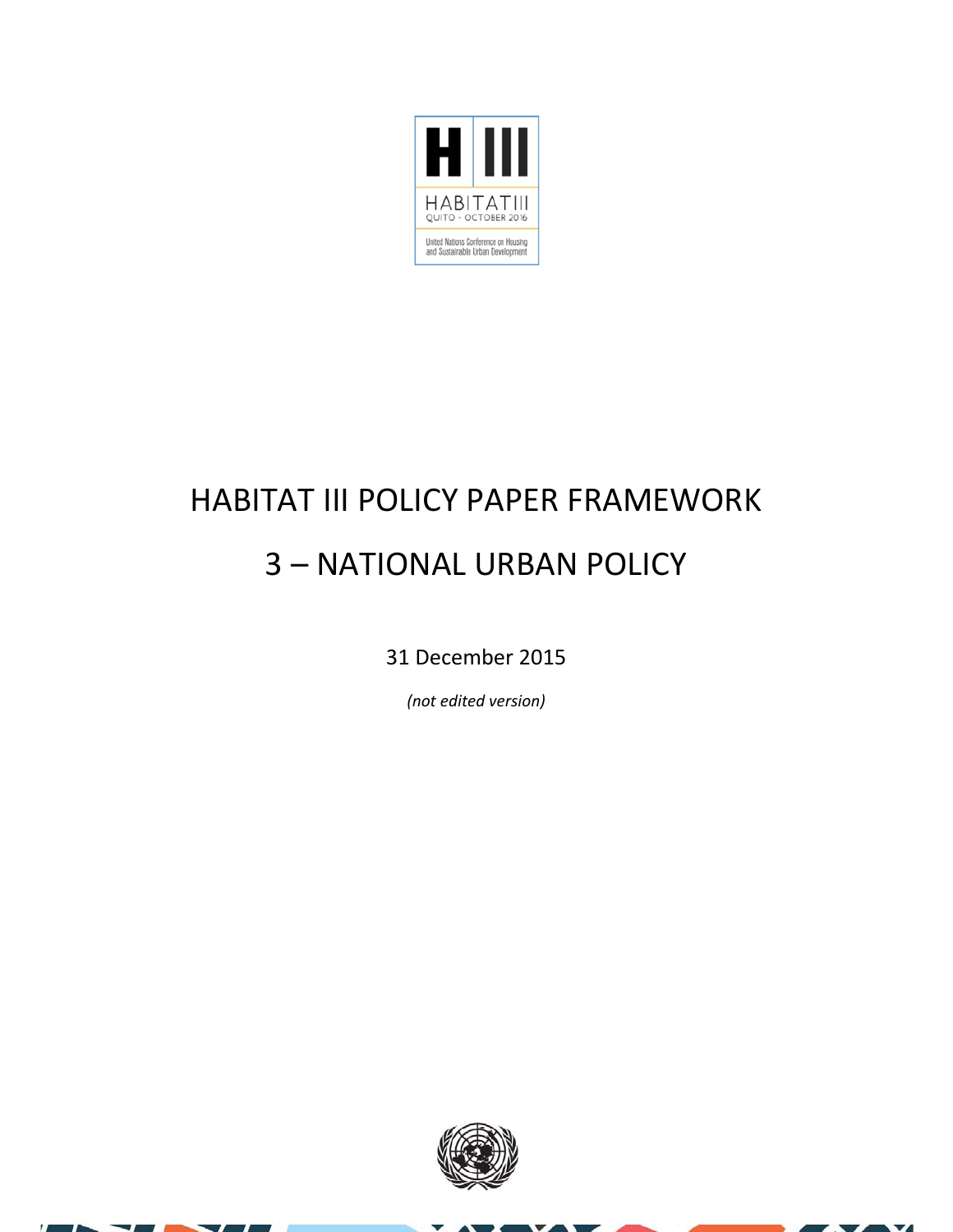# HABITAT III POLICY PAPER FRAMEWORK

# 3 – NATIONAL URBAN POLICY

31 December 2015

*(not edited version)*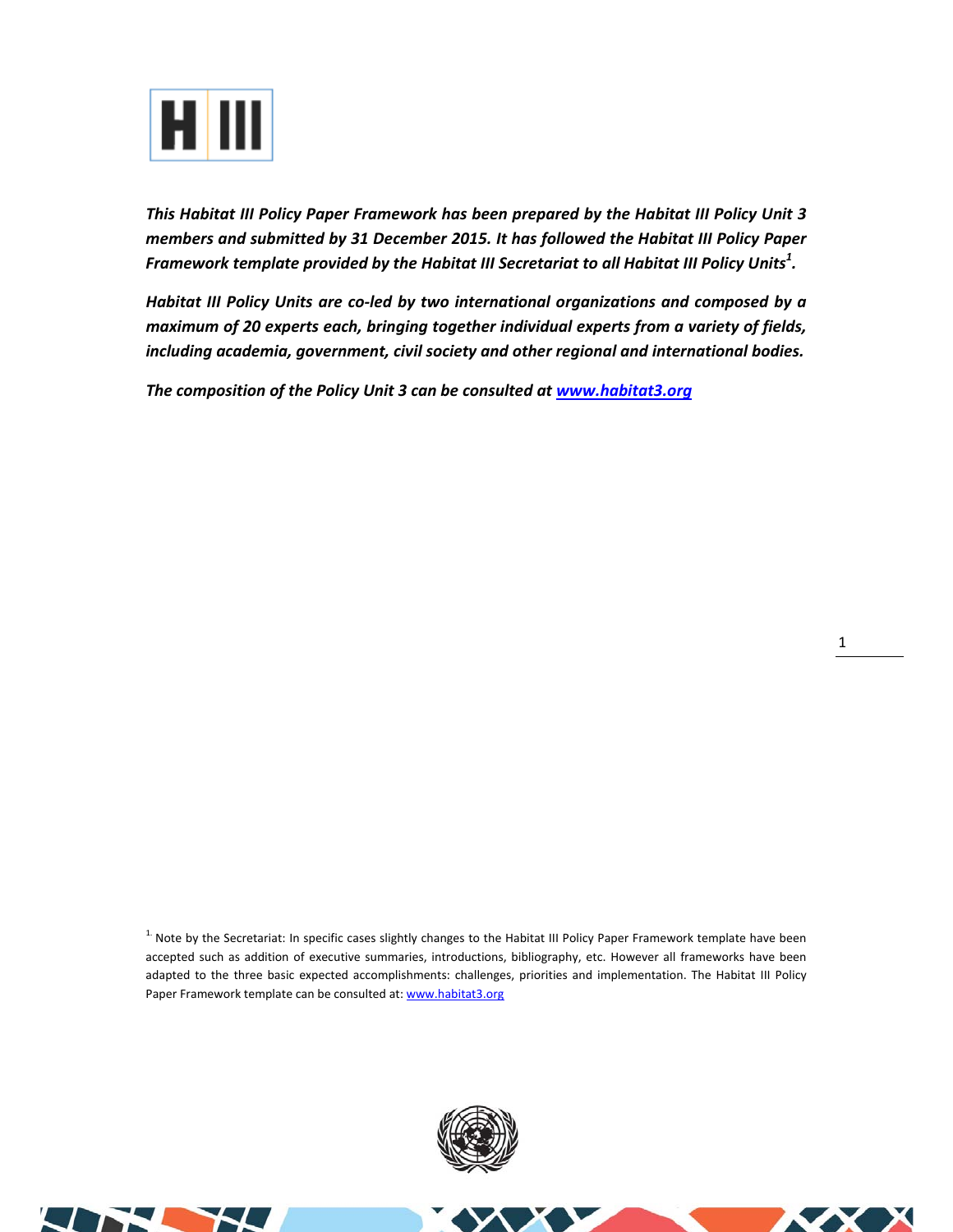***This Habitat III Policy Paper Framework has been prepared by the Habitat III Policy Unit 3 members and submitted by 31 December 2015. It has followed the Habitat III Policy Paper Framework template provided by the Habitat III Secretariat to all Habitat III Policy Units[1].***

***Habitat III Policy Units are co-led by two international organizations and composed by a maximum of 20 experts each, bringing together individual experts from a variety of fields, including academia, government, civil society and other regional and international bodies.***

***The composition of the Policy Unit 3 can be consulted at [www.habitat3.org](http://www.habitat3.org)***

[1] Note by the Secretariat: In specific cases slightly changes to the Habitat III Policy Paper Framework template have been accepted such as addition of executive summaries, introductions, bibliography, etc. However all frameworks have been adapted to the three basic expected accomplishments: challenges, priorities and implementation. The Habitat III Policy Paper Framework template can be consulted at: [www.habitat3.org](http://www.habitat3.org)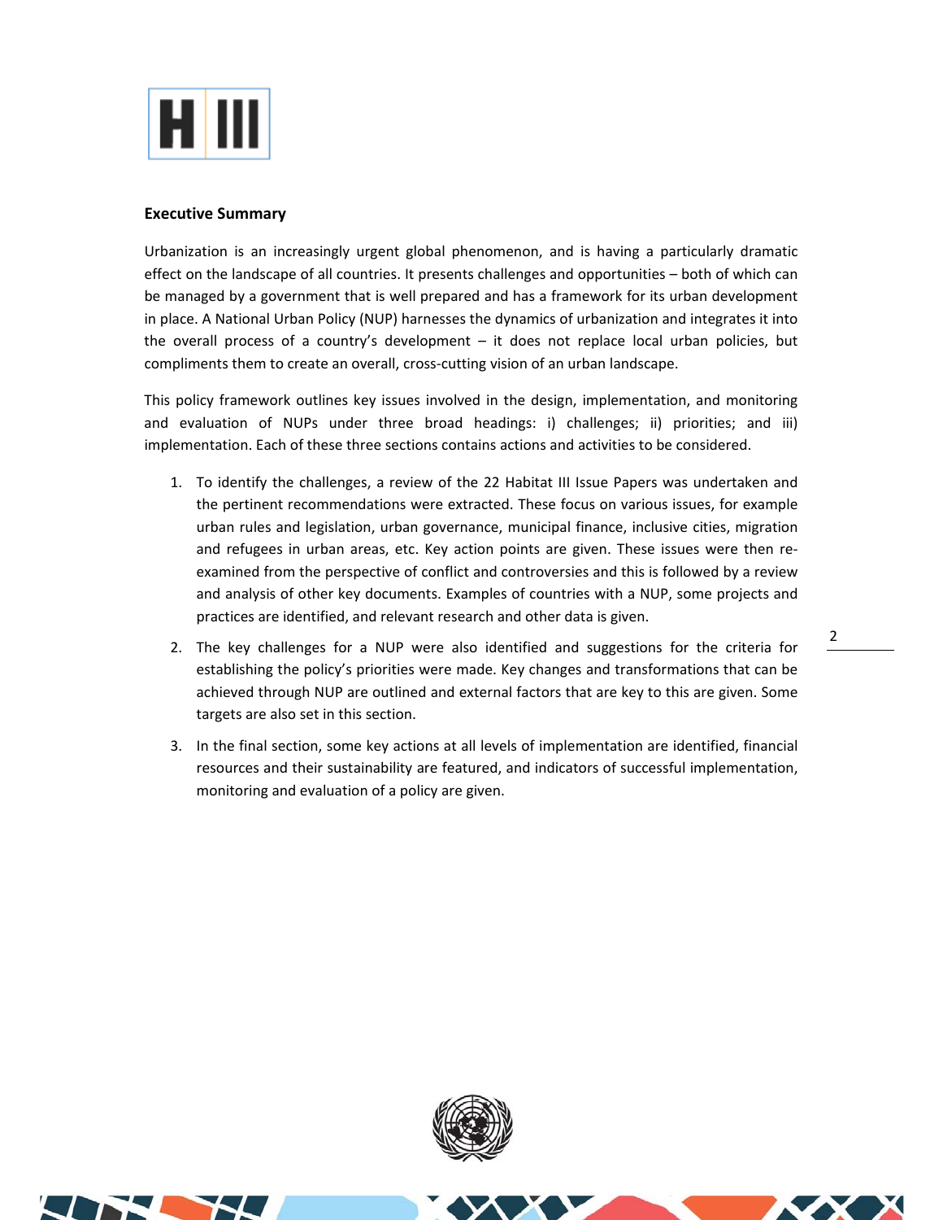## Executive Summary

Urbanization is an increasingly urgent global phenomenon, and is having a particularly dramatic effect on the landscape of all countries. It presents challenges and opportunities – both of which can be managed by a government that is well prepared and has a framework for its urban development in place. A National Urban Policy (NUP) harnesses the dynamics of urbanization and integrates it into the overall process of a country's development – it does not replace local urban policies, but compliments them to create an overall, cross-cutting vision of an urban landscape.

This policy framework outlines key issues involved in the design, implementation, and monitoring and evaluation of NUPs under three broad headings: i) challenges; ii) priorities; and iii) implementation. Each of these three sections contains actions and activities to be considered.

1. To identify the challenges, a review of the 22 Habitat III Issue Papers was undertaken and the pertinent recommendations were extracted. These focus on various issues, for example urban rules and legislation, urban governance, municipal finance, inclusive cities, migration and refugees in urban areas, etc. Key action points are given. These issues were then re-examined from the perspective of conflict and controversies and this is followed by a review and analysis of other key documents. Examples of countries with a NUP, some projects and practices are identified, and relevant research and other data is given.
2. The key challenges for a NUP were also identified and suggestions for the criteria for establishing the policy's priorities were made. Key changes and transformations that can be achieved through NUP are outlined and external factors that are key to this are given. Some targets are also set in this section.
3. In the final section, some key actions at all levels of implementation are identified, financial resources and their sustainability are featured, and indicators of successful implementation, monitoring and evaluation of a policy are given.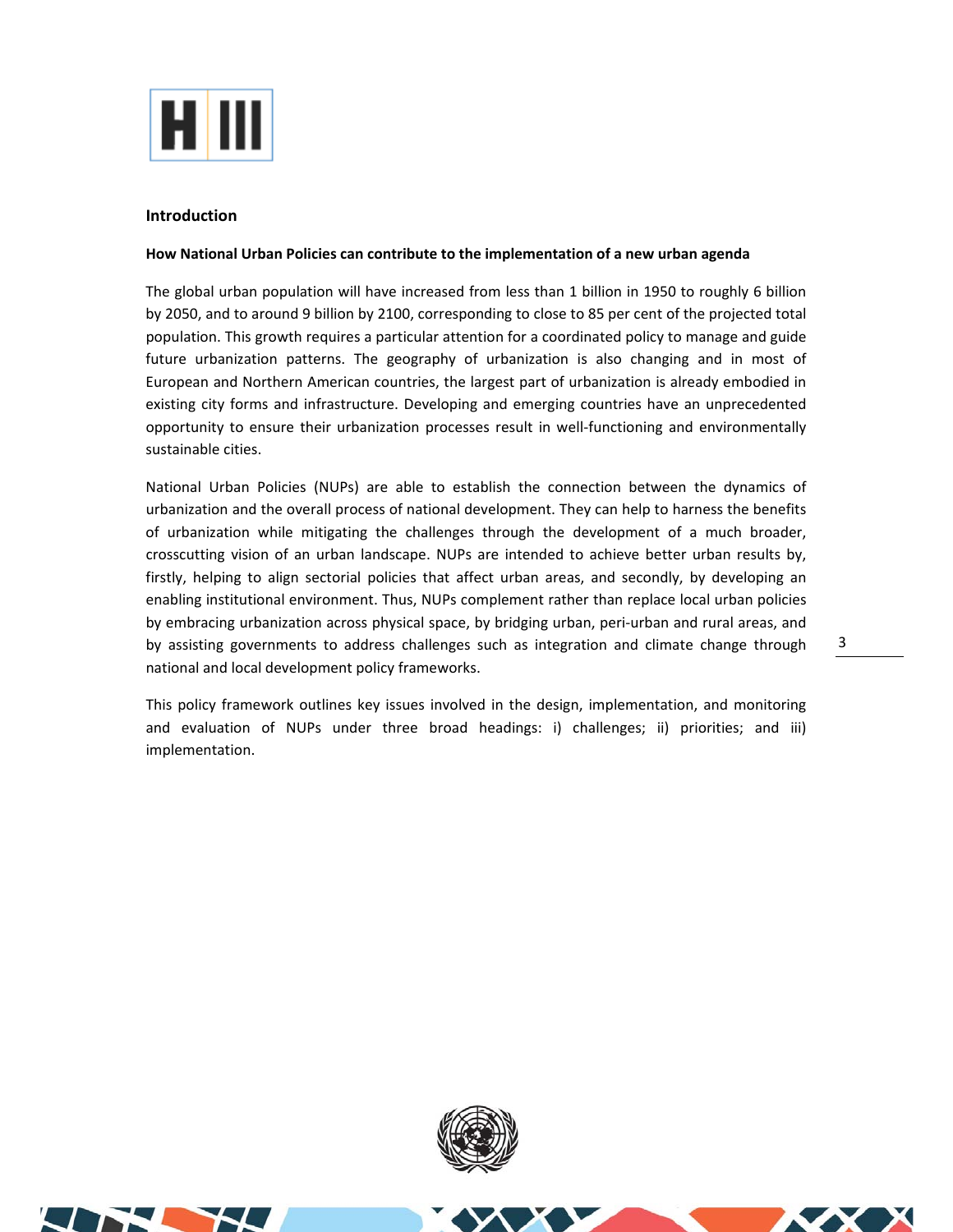## Introduction

### How National Urban Policies can contribute to the implementation of a new urban agenda

The global urban population will have increased from less than 1 billion in 1950 to roughly 6 billion by 2050, and to around 9 billion by 2100, corresponding to close to 85 per cent of the projected total population. This growth requires a particular attention for a coordinated policy to manage and guide future urbanization patterns. The geography of urbanization is also changing and in most of European and Northern American countries, the largest part of urbanization is already embodied in existing city forms and infrastructure. Developing and emerging countries have an unprecedented opportunity to ensure their urbanization processes result in well-functioning and environmentally sustainable cities.

National Urban Policies (NUPs) are able to establish the connection between the dynamics of urbanization and the overall process of national development. They can help to harness the benefits of urbanization while mitigating the challenges through the development of a much broader, crosscutting vision of an urban landscape. NUPs are intended to achieve better urban results by, firstly, helping to align sectorial policies that affect urban areas, and secondly, by developing an enabling institutional environment. Thus, NUPs complement rather than replace local urban policies by embracing urbanization across physical space, by bridging urban, peri-urban and rural areas, and by assisting governments to address challenges such as integration and climate change through national and local development policy frameworks.

This policy framework outlines key issues involved in the design, implementation, and monitoring and evaluation of NUPs under three broad headings: i) challenges; ii) priorities; and iii) implementation.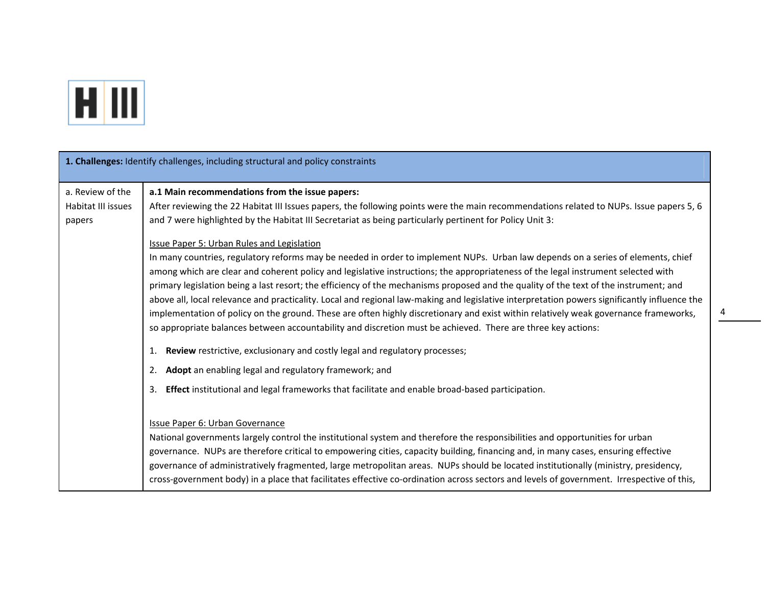| **1. Challenges:** Identify challenges, including structural and policy constraints | |
|---|---|
| a. Review of the Habitat III issues papers | **a.1 Main recommendations from the issue papers:**<br>After reviewing the 22 Habitat III Issues papers, the following points were the main recommendations related to NUPs. Issue papers 5, 6 and 7 were highlighted by the Habitat III Secretariat as being particularly pertinent for Policy Unit 3:<br><br><u>Issue Paper 5: Urban Rules and Legislation</u><br>In many countries, regulatory reforms may be needed in order to implement NUPs. Urban law depends on a series of elements, chief among which are clear and coherent policy and legislative instructions; the appropriateness of the legal instrument selected with primary legislation being a last resort; the efficiency of the mechanisms proposed and the quality of the text of the instrument; and above all, local relevance and practicality. Local and regional law-making and legislative interpretation powers significantly influence the implementation of policy on the ground. These are often highly discretionary and exist within relatively weak governance frameworks, so appropriate balances between accountability and discretion must be achieved. There are three key actions:<br><br>1. **Review** restrictive, exclusionary and costly legal and regulatory processes;<br>2. **Adopt** an enabling legal and regulatory framework; and<br>3. **Effect** institutional and legal frameworks that facilitate and enable broad-based participation.<br><br><u>Issue Paper 6: Urban Governance</u><br>National governments largely control the institutional system and therefore the responsibilities and opportunities for urban governance. NUPs are therefore critical to empowering cities, capacity building, financing and, in many cases, ensuring effective governance of administratively fragmented, large metropolitan areas. NUPs should be located institutionally (ministry, presidency, cross-government body) in a place that facilitates effective co-ordination across sectors and levels of government. Irrespective of this, |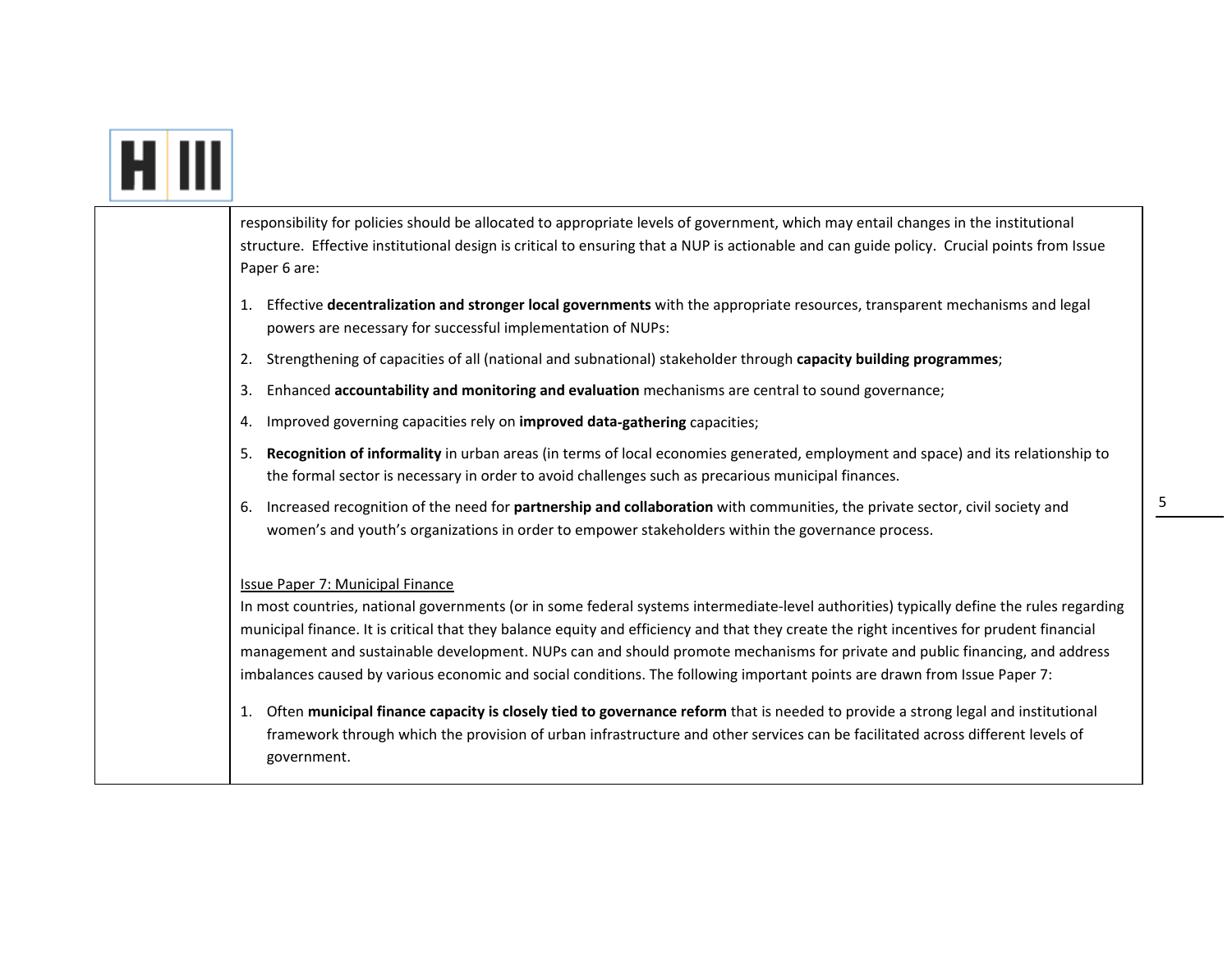responsibility for policies should be allocated to appropriate levels of government, which may entail changes in the institutional structure. Effective institutional design is critical to ensuring that a NUP is actionable and can guide policy. Crucial points from Issue Paper 6 are:

1. Effective **decentralization and stronger local governments** with the appropriate resources, transparent mechanisms and legal powers are necessary for successful implementation of NUPs:
2. Strengthening of capacities of all (national and subnational) stakeholder through **capacity building programmes**;
3. Enhanced **accountability and monitoring and evaluation** mechanisms are central to sound governance;
4. Improved governing capacities rely on **improved data-gathering** capacities;
5. **Recognition of informality** in urban areas (in terms of local economies generated, employment and space) and its relationship to the formal sector is necessary in order to avoid challenges such as precarious municipal finances.
6. Increased recognition of the need for **partnership and collaboration** with communities, the private sector, civil society and women's and youth's organizations in order to empower stakeholders within the governance process.

Issue Paper 7: Municipal Finance

In most countries, national governments (or in some federal systems intermediate-level authorities) typically define the rules regarding municipal finance. It is critical that they balance equity and efficiency and that they create the right incentives for prudent financial management and sustainable development. NUPs can and should promote mechanisms for private and public financing, and address imbalances caused by various economic and social conditions. The following important points are drawn from Issue Paper 7:

1. Often **municipal finance capacity is closely tied to governance reform** that is needed to provide a strong legal and institutional framework through which the provision of urban infrastructure and other services can be facilitated across different levels of government.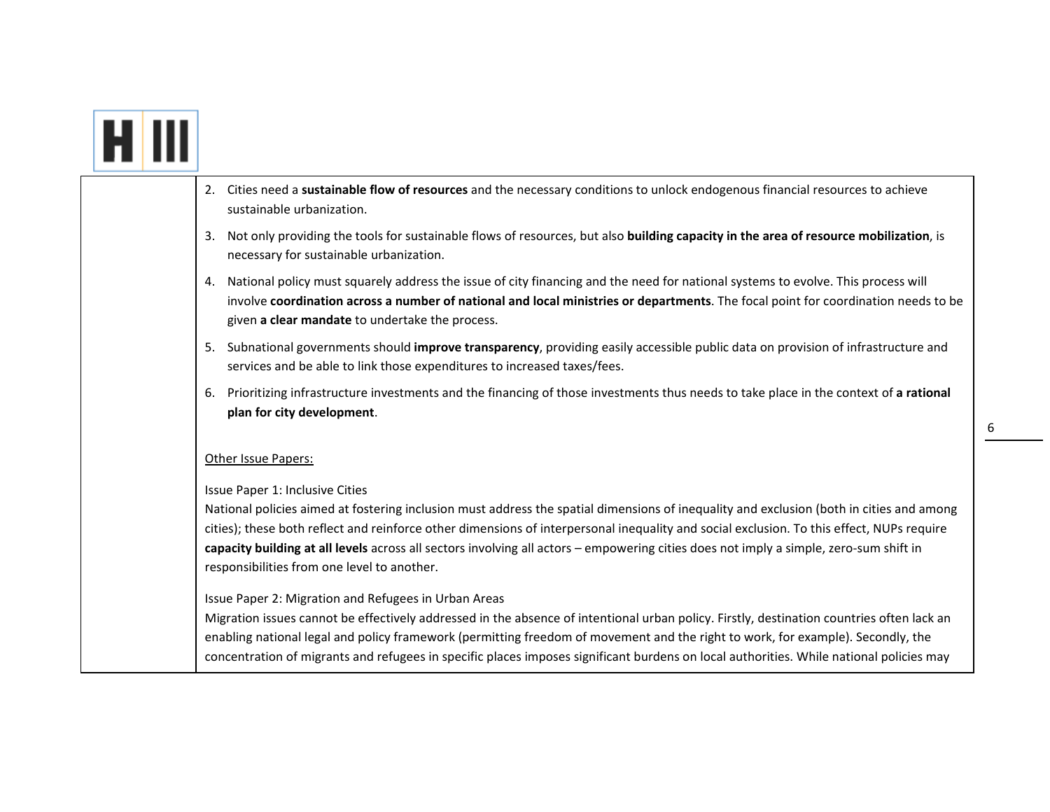| | |
|---|---|
| | 2. Cities need a **sustainable flow of resources** and the necessary conditions to unlock endogenous financial resources to achieve sustainable urbanization.<br><br>3. Not only providing the tools for sustainable flows of resources, but also **building capacity in the area of resource mobilization**, is necessary for sustainable urbanization.<br><br>4. National policy must squarely address the issue of city financing and the need for national systems to evolve. This process will involve **coordination across a number of national and local ministries or departments**. The focal point for coordination needs to be given **a clear mandate** to undertake the process.<br><br>5. Subnational governments should **improve transparency**, providing easily accessible public data on provision of infrastructure and services and be able to link those expenditures to increased taxes/fees.<br><br>6. Prioritizing infrastructure investments and the financing of those investments thus needs to take place in the context of **a rational plan for city development**.<br><br><u>Other Issue Papers:</u><br><br>Issue Paper 1: Inclusive Cities<br>National policies aimed at fostering inclusion must address the spatial dimensions of inequality and exclusion (both in cities and among cities); these both reflect and reinforce other dimensions of interpersonal inequality and social exclusion. To this effect, NUPs require **capacity building at all levels** across all sectors involving all actors – empowering cities does not imply a simple, zero-sum shift in responsibilities from one level to another.<br><br>Issue Paper 2: Migration and Refugees in Urban Areas<br>Migration issues cannot be effectively addressed in the absence of intentional urban policy. Firstly, destination countries often lack an enabling national legal and policy framework (permitting freedom of movement and the right to work, for example). Secondly, the concentration of migrants and refugees in specific places imposes significant burdens on local authorities. While national policies may |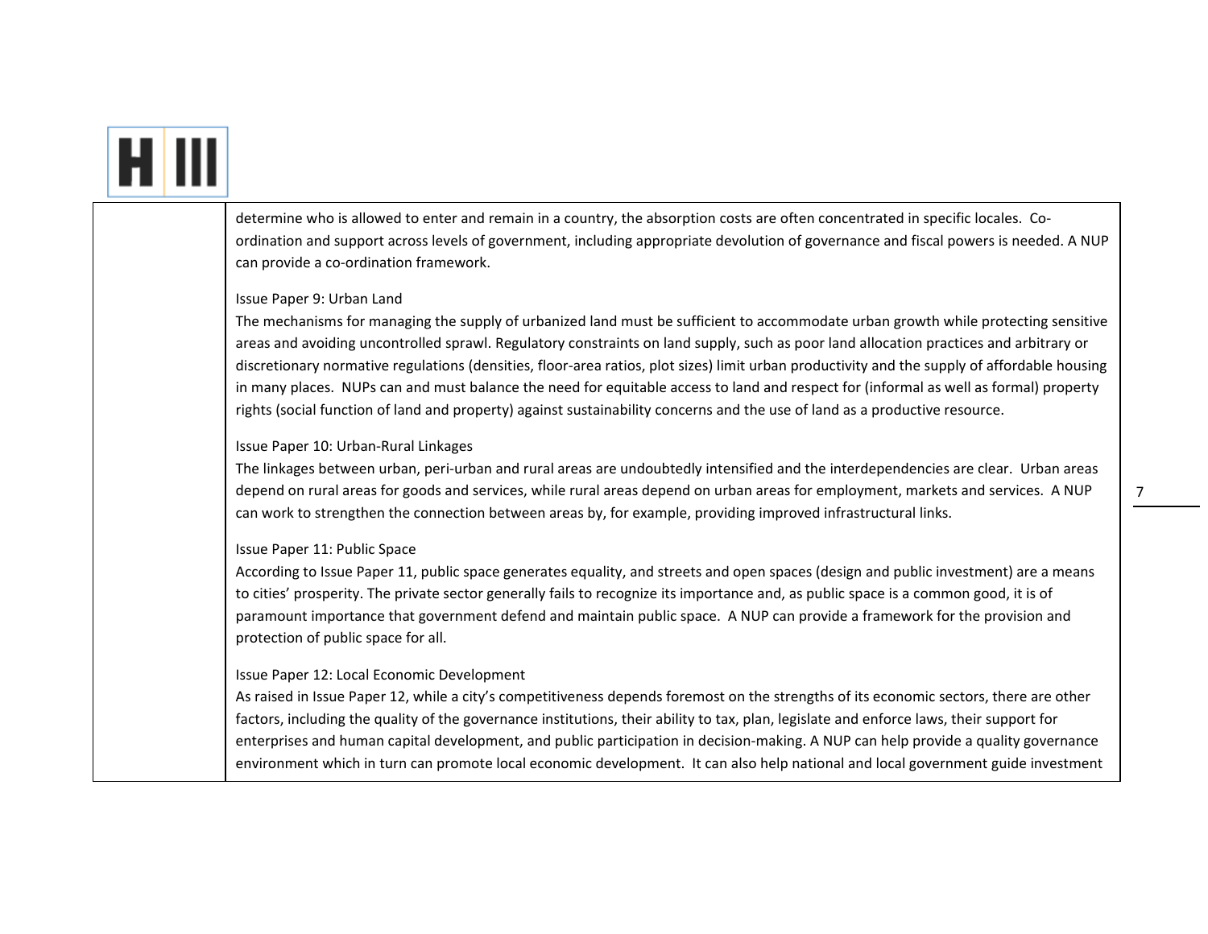determine who is allowed to enter and remain in a country, the absorption costs are often concentrated in specific locales. Co-ordination and support across levels of government, including appropriate devolution of governance and fiscal powers is needed. A NUP can provide a co-ordination framework.

Issue Paper 9: Urban Land

The mechanisms for managing the supply of urbanized land must be sufficient to accommodate urban growth while protecting sensitive areas and avoiding uncontrolled sprawl. Regulatory constraints on land supply, such as poor land allocation practices and arbitrary or discretionary normative regulations (densities, floor-area ratios, plot sizes) limit urban productivity and the supply of affordable housing in many places. NUPs can and must balance the need for equitable access to land and respect for (informal as well as formal) property rights (social function of land and property) against sustainability concerns and the use of land as a productive resource.

Issue Paper 10: Urban-Rural Linkages

The linkages between urban, peri-urban and rural areas are undoubtedly intensified and the interdependencies are clear. Urban areas depend on rural areas for goods and services, while rural areas depend on urban areas for employment, markets and services. A NUP can work to strengthen the connection between areas by, for example, providing improved infrastructural links.

Issue Paper 11: Public Space

According to Issue Paper 11, public space generates equality, and streets and open spaces (design and public investment) are a means to cities' prosperity. The private sector generally fails to recognize its importance and, as public space is a common good, it is of paramount importance that government defend and maintain public space. A NUP can provide a framework for the provision and protection of public space for all.

Issue Paper 12: Local Economic Development

As raised in Issue Paper 12, while a city's competitiveness depends foremost on the strengths of its economic sectors, there are other factors, including the quality of the governance institutions, their ability to tax, plan, legislate and enforce laws, their support for enterprises and human capital development, and public participation in decision-making. A NUP can help provide a quality governance environment which in turn can promote local economic development. It can also help national and local government guide investment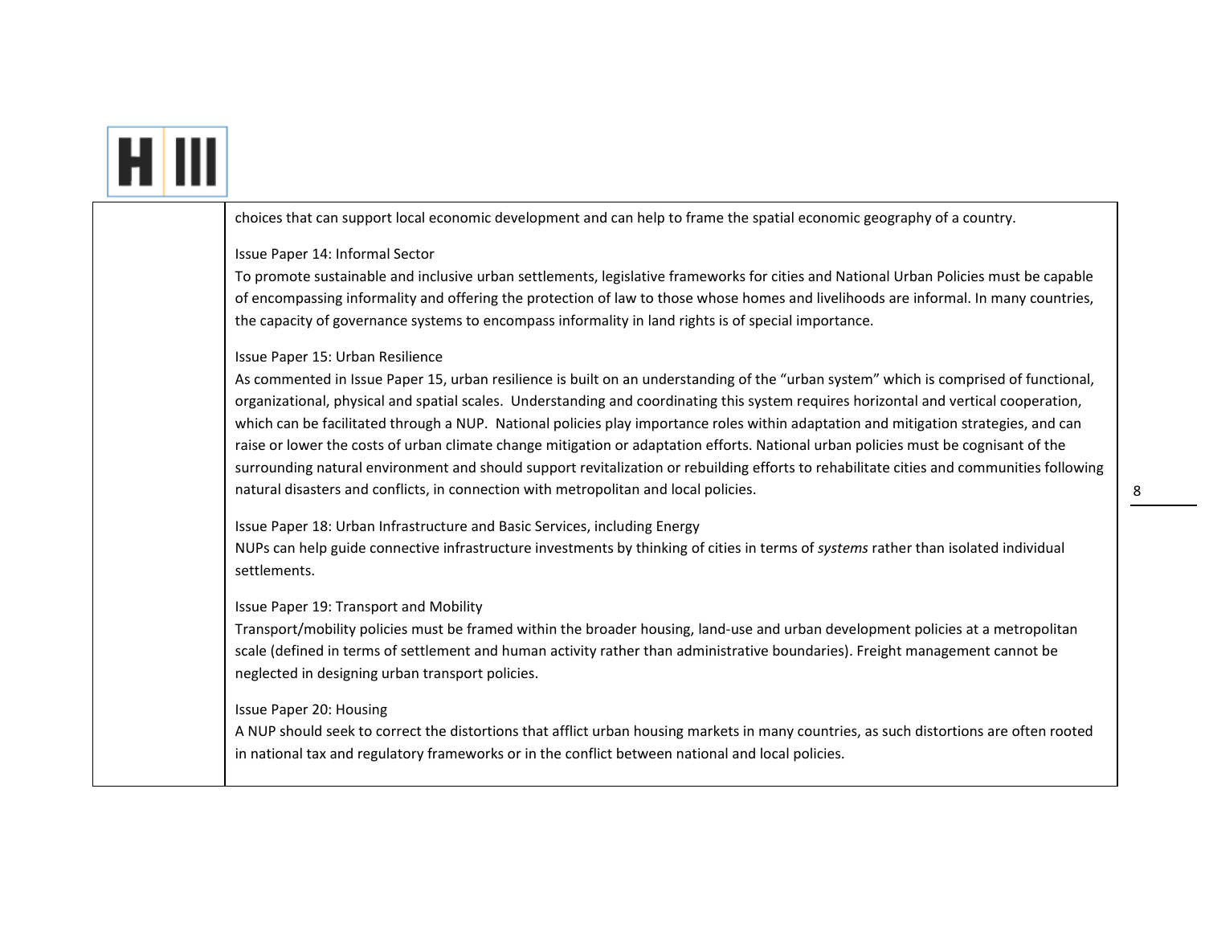| | |
|---|---|
| | choices that can support local economic development and can help to frame the spatial economic geography of a country.<br><br>Issue Paper 14: Informal Sector<br>To promote sustainable and inclusive urban settlements, legislative frameworks for cities and National Urban Policies must be capable of encompassing informality and offering the protection of law to those whose homes and livelihoods are informal. In many countries, the capacity of governance systems to encompass informality in land rights is of special importance.<br><br>Issue Paper 15: Urban Resilience<br>As commented in Issue Paper 15, urban resilience is built on an understanding of the "urban system" which is comprised of functional, organizational, physical and spatial scales. Understanding and coordinating this system requires horizontal and vertical cooperation, which can be facilitated through a NUP. National policies play importance roles within adaptation and mitigation strategies, and can raise or lower the costs of urban climate change mitigation or adaptation efforts. National urban policies must be cognisant of the surrounding natural environment and should support revitalization or rebuilding efforts to rehabilitate cities and communities following natural disasters and conflicts, in connection with metropolitan and local policies.<br><br>Issue Paper 18: Urban Infrastructure and Basic Services, including Energy<br>NUPs can help guide connective infrastructure investments by thinking of cities in terms of *systems* rather than isolated individual settlements.<br><br>Issue Paper 19: Transport and Mobility<br>Transport/mobility policies must be framed within the broader housing, land-use and urban development policies at a metropolitan scale (defined in terms of settlement and human activity rather than administrative boundaries). Freight management cannot be neglected in designing urban transport policies.<br><br>Issue Paper 20: Housing<br>A NUP should seek to correct the distortions that afflict urban housing markets in many countries, as such distortions are often rooted in national tax and regulatory frameworks or in the conflict between national and local policies. |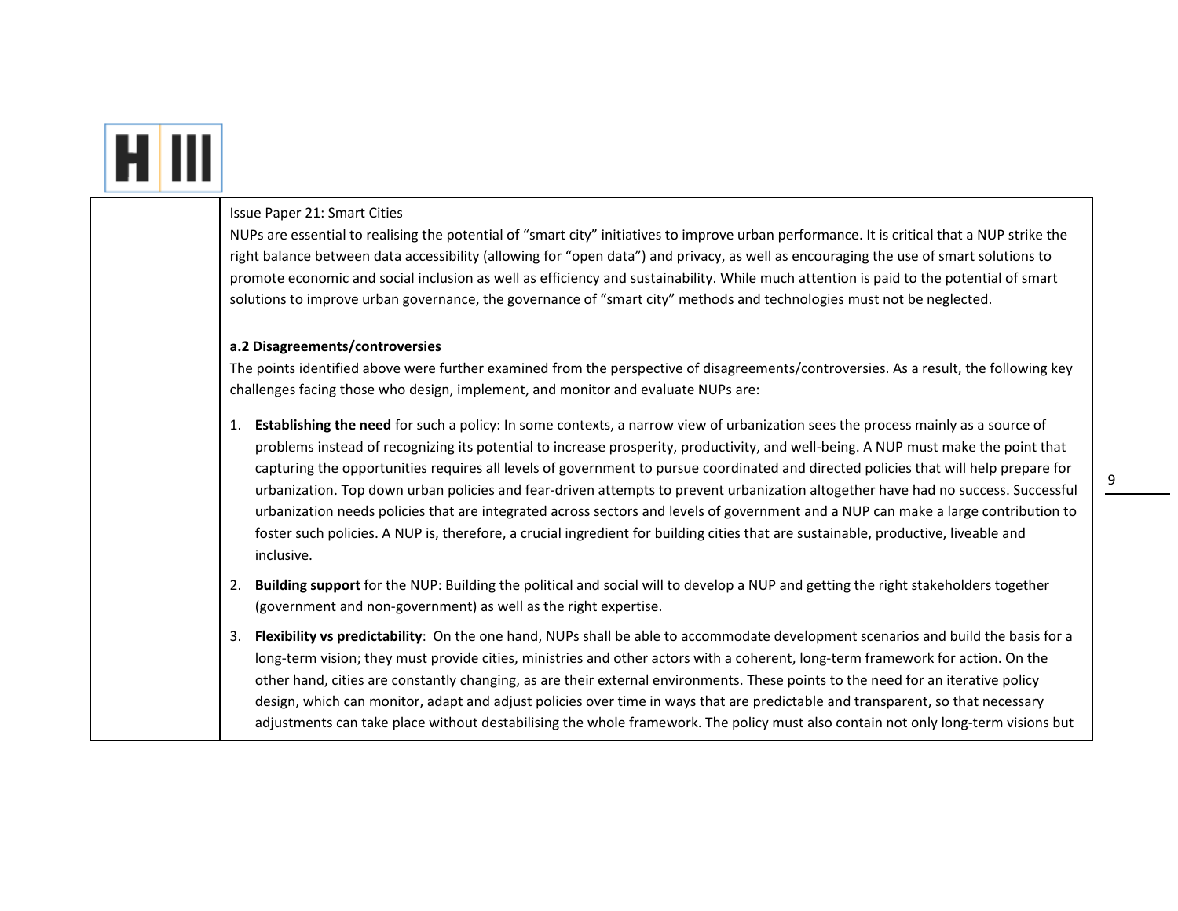Issue Paper 21: Smart Cities

NUPs are essential to realising the potential of "smart city" initiatives to improve urban performance. It is critical that a NUP strike the right balance between data accessibility (allowing for "open data") and privacy, as well as encouraging the use of smart solutions to promote economic and social inclusion as well as efficiency and sustainability. While much attention is paid to the potential of smart solutions to improve urban governance, the governance of "smart city" methods and technologies must not be neglected.

**a.2 Disagreements/controversies**

The points identified above were further examined from the perspective of disagreements/controversies. As a result, the following key challenges facing those who design, implement, and monitor and evaluate NUPs are:

1. **Establishing the need** for such a policy: In some contexts, a narrow view of urbanization sees the process mainly as a source of problems instead of recognizing its potential to increase prosperity, productivity, and well-being. A NUP must make the point that capturing the opportunities requires all levels of government to pursue coordinated and directed policies that will help prepare for urbanization. Top down urban policies and fear-driven attempts to prevent urbanization altogether have had no success. Successful urbanization needs policies that are integrated across sectors and levels of government and a NUP can make a large contribution to foster such policies. A NUP is, therefore, a crucial ingredient for building cities that are sustainable, productive, liveable and inclusive.
2. **Building support** for the NUP: Building the political and social will to develop a NUP and getting the right stakeholders together (government and non-government) as well as the right expertise.
3. **Flexibility vs predictability**: On the one hand, NUPs shall be able to accommodate development scenarios and build the basis for a long-term vision; they must provide cities, ministries and other actors with a coherent, long-term framework for action. On the other hand, cities are constantly changing, as are their external environments. These points to the need for an iterative policy design, which can monitor, adapt and adjust policies over time in ways that are predictable and transparent, so that necessary adjustments can take place without destabilising the whole framework. The policy must also contain not only long-term visions but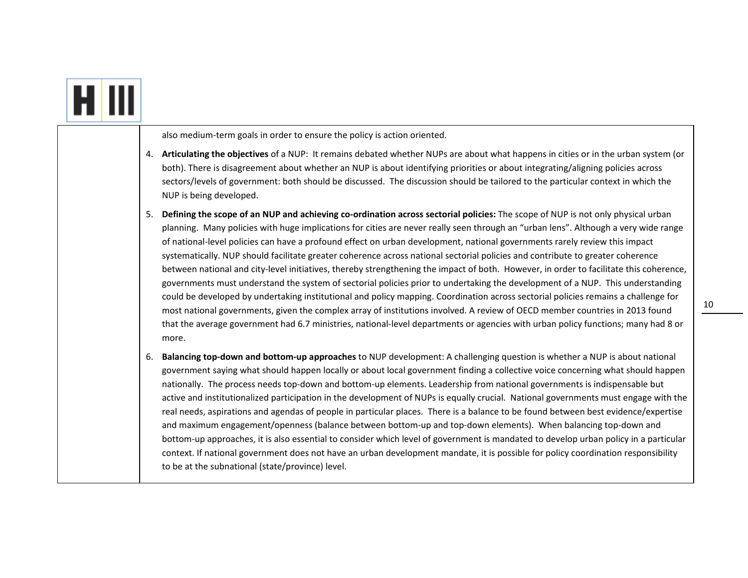also medium-term goals in order to ensure the policy is action oriented.

4. **Articulating the objectives** of a NUP: It remains debated whether NUPs are about what happens in cities or in the urban system (or both). There is disagreement about whether an NUP is about identifying priorities or about integrating/aligning policies across sectors/levels of government: both should be discussed. The discussion should be tailored to the particular context in which the NUP is being developed.

5. **Defining the scope of an NUP and achieving co-ordination across sectorial policies:** The scope of NUP is not only physical urban planning. Many policies with huge implications for cities are never really seen through an "urban lens". Although a very wide range of national-level policies can have a profound effect on urban development, national governments rarely review this impact systematically. NUP should facilitate greater coherence across national sectorial policies and contribute to greater coherence between national and city-level initiatives, thereby strengthening the impact of both. However, in order to facilitate this coherence, governments must understand the system of sectorial policies prior to undertaking the development of a NUP. This understanding could be developed by undertaking institutional and policy mapping. Coordination across sectorial policies remains a challenge for most national governments, given the complex array of institutions involved. A review of OECD member countries in 2013 found that the average government had 6.7 ministries, national-level departments or agencies with urban policy functions; many had 8 or more.

6. **Balancing top-down and bottom-up approaches** to NUP development: A challenging question is whether a NUP is about national government saying what should happen locally or about local government finding a collective voice concerning what should happen nationally. The process needs top-down and bottom-up elements. Leadership from national governments is indispensable but active and institutionalized participation in the development of NUPs is equally crucial. National governments must engage with the real needs, aspirations and agendas of people in particular places. There is a balance to be found between best evidence/expertise and maximum engagement/openness (balance between bottom-up and top-down elements). When balancing top-down and bottom-up approaches, it is also essential to consider which level of government is mandated to develop urban policy in a particular context. If national government does not have an urban development mandate, it is possible for policy coordination responsibility to be at the subnational (state/province) level.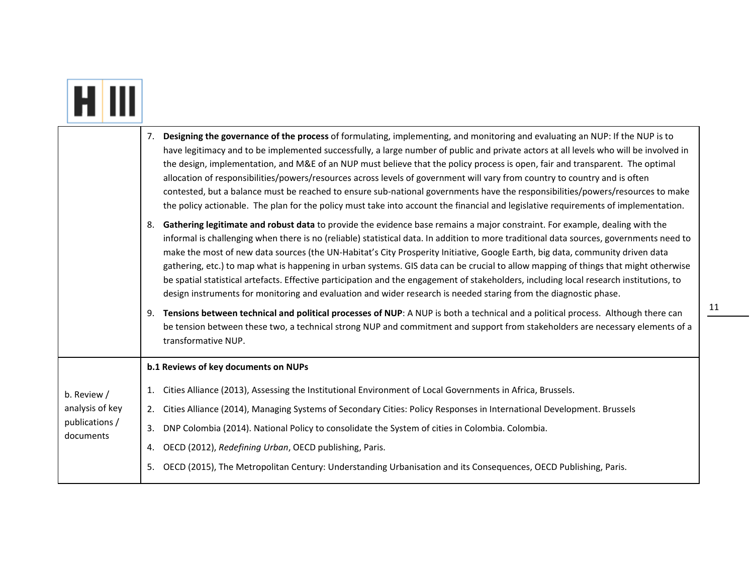| | |
|---|---|
| | 7. **Designing the governance of the process** of formulating, implementing, and monitoring and evaluating an NUP: If the NUP is to have legitimacy and to be implemented successfully, a large number of public and private actors at all levels who will be involved in the design, implementation, and M&E of an NUP must believe that the policy process is open, fair and transparent. The optimal allocation of responsibilities/powers/resources across levels of government will vary from country to country and is often contested, but a balance must be reached to ensure sub-national governments have the responsibilities/powers/resources to make the policy actionable. The plan for the policy must take into account the financial and legislative requirements of implementation.<br>8. **Gathering legitimate and robust data** to provide the evidence base remains a major constraint. For example, dealing with the informal is challenging when there is no (reliable) statistical data. In addition to more traditional data sources, governments need to make the most of new data sources (the UN-Habitat's City Prosperity Initiative, Google Earth, big data, community driven data gathering, etc.) to map what is happening in urban systems. GIS data can be crucial to allow mapping of things that might otherwise be spatial statistical artefacts. Effective participation and the engagement of stakeholders, including local research institutions, to design instruments for monitoring and evaluation and wider research is needed staring from the diagnostic phase.<br>9. **Tensions between technical and political processes of NUP**: A NUP is both a technical and a political process. Although there can be tension between these two, a technical strong NUP and commitment and support from stakeholders are necessary elements of a transformative NUP. |
| b. Review / analysis of key publications / documents | **b.1 Reviews of key documents on NUPs**<br>1. Cities Alliance (2013), Assessing the Institutional Environment of Local Governments in Africa, Brussels.<br>2. Cities Alliance (2014), Managing Systems of Secondary Cities: Policy Responses in International Development. Brussels<br>3. DNP Colombia (2014). National Policy to consolidate the System of cities in Colombia. Colombia.<br>4. OECD (2012), *Redefining Urban*, OECD publishing, Paris.<br>5. OECD (2015), The Metropolitan Century: Understanding Urbanisation and its Consequences, OECD Publishing, Paris. |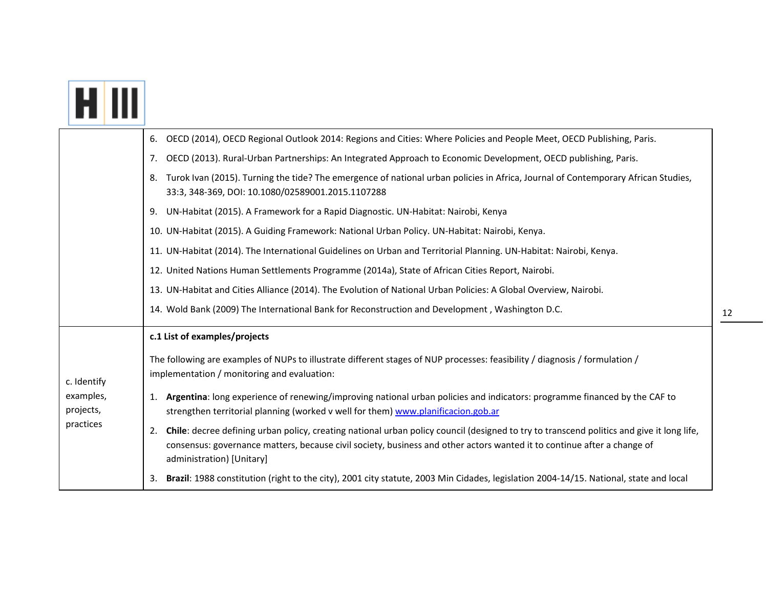| | |
|---|---|
| | 6. OECD (2014), OECD Regional Outlook 2014: Regions and Cities: Where Policies and People Meet, OECD Publishing, Paris.<br>7. OECD (2013). Rural-Urban Partnerships: An Integrated Approach to Economic Development, OECD publishing, Paris.<br>8. Turok Ivan (2015). Turning the tide? The emergence of national urban policies in Africa, Journal of Contemporary African Studies, 33:3, 348-369, DOI: 10.1080/02589001.2015.1107288<br>9. UN-Habitat (2015). A Framework for a Rapid Diagnostic. UN-Habitat: Nairobi, Kenya<br>10. UN-Habitat (2015). A Guiding Framework: National Urban Policy. UN-Habitat: Nairobi, Kenya.<br>11. UN-Habitat (2014). The International Guidelines on Urban and Territorial Planning. UN-Habitat: Nairobi, Kenya.<br>12. United Nations Human Settlements Programme (2014a), State of African Cities Report, Nairobi.<br>13. UN-Habitat and Cities Alliance (2014). The Evolution of National Urban Policies: A Global Overview, Nairobi.<br>14. Wold Bank (2009) The International Bank for Reconstruction and Development , Washington D.C. |
| c. Identify examples, projects, practices | **c.1 List of examples/projects**<br><br>The following are examples of NUPs to illustrate different stages of NUP processes: feasibility / diagnosis / formulation / implementation / monitoring and evaluation:<br><br>1. **Argentina**: long experience of renewing/improving national urban policies and indicators: programme financed by the CAF to strengthen territorial planning (worked v well for them) www.planificacion.gob.ar<br>2. **Chile**: decree defining urban policy, creating national urban policy council (designed to try to transcend politics and give it long life, consensus: governance matters, because civil society, business and other actors wanted it to continue after a change of administration) [Unitary]<br>3. **Brazil**: 1988 constitution (right to the city), 2001 city statute, 2003 Min Cidades, legislation 2004-14/15. National, state and local |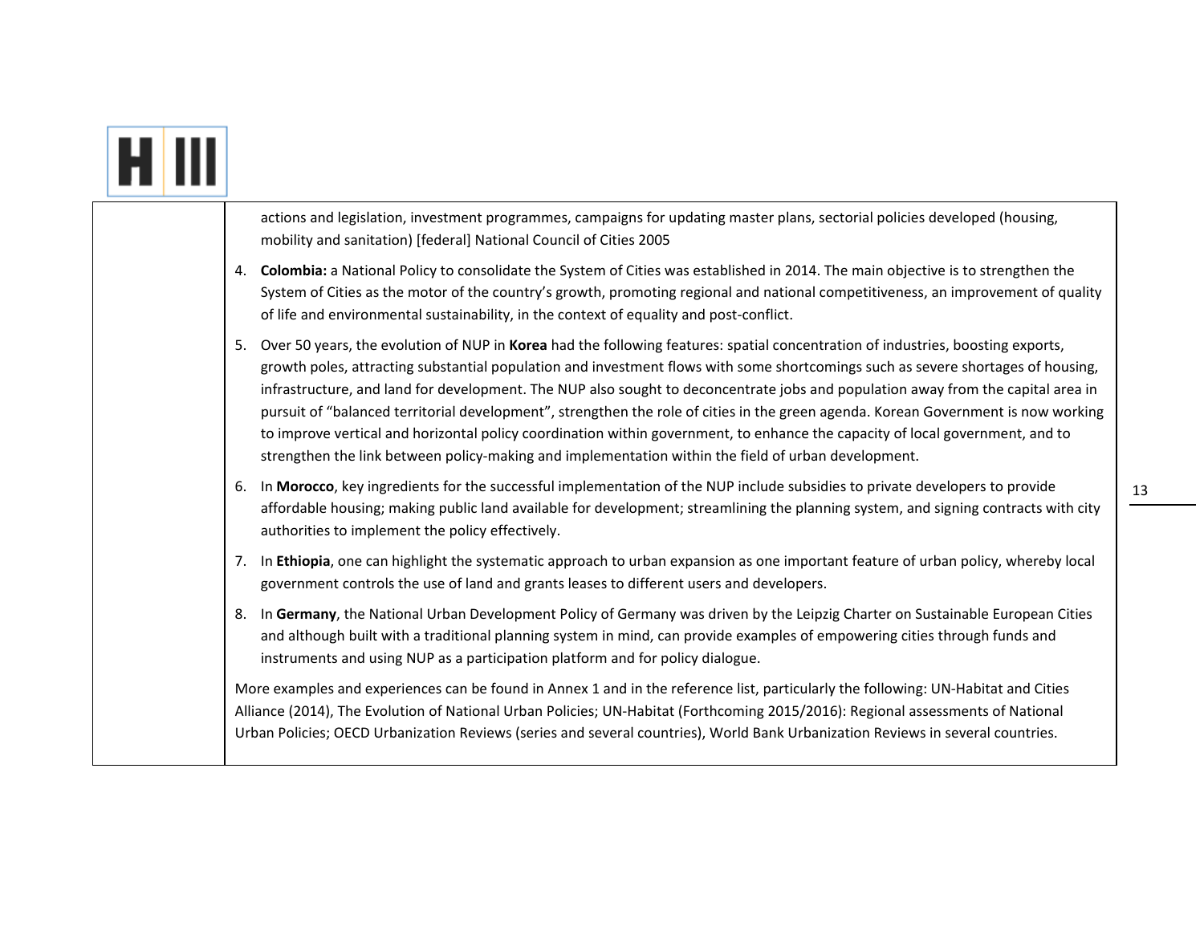actions and legislation, investment programmes, campaigns for updating master plans, sectorial policies developed (housing, mobility and sanitation) [federal] National Council of Cities 2005

4. **Colombia:** a National Policy to consolidate the System of Cities was established in 2014. The main objective is to strengthen the System of Cities as the motor of the country's growth, promoting regional and national competitiveness, an improvement of quality of life and environmental sustainability, in the context of equality and post-conflict.
5. Over 50 years, the evolution of NUP in **Korea** had the following features: spatial concentration of industries, boosting exports, growth poles, attracting substantial population and investment flows with some shortcomings such as severe shortages of housing, infrastructure, and land for development. The NUP also sought to deconcentrate jobs and population away from the capital area in pursuit of "balanced territorial development", strengthen the role of cities in the green agenda. Korean Government is now working to improve vertical and horizontal policy coordination within government, to enhance the capacity of local government, and to strengthen the link between policy-making and implementation within the field of urban development.
6. In **Morocco**, key ingredients for the successful implementation of the NUP include subsidies to private developers to provide affordable housing; making public land available for development; streamlining the planning system, and signing contracts with city authorities to implement the policy effectively.
7. In **Ethiopia**, one can highlight the systematic approach to urban expansion as one important feature of urban policy, whereby local government controls the use of land and grants leases to different users and developers.
8. In **Germany**, the National Urban Development Policy of Germany was driven by the Leipzig Charter on Sustainable European Cities and although built with a traditional planning system in mind, can provide examples of empowering cities through funds and instruments and using NUP as a participation platform and for policy dialogue.

More examples and experiences can be found in Annex 1 and in the reference list, particularly the following: UN-Habitat and Cities Alliance (2014), The Evolution of National Urban Policies; UN-Habitat (Forthcoming 2015/2016): Regional assessments of National Urban Policies; OECD Urbanization Reviews (series and several countries), World Bank Urbanization Reviews in several countries.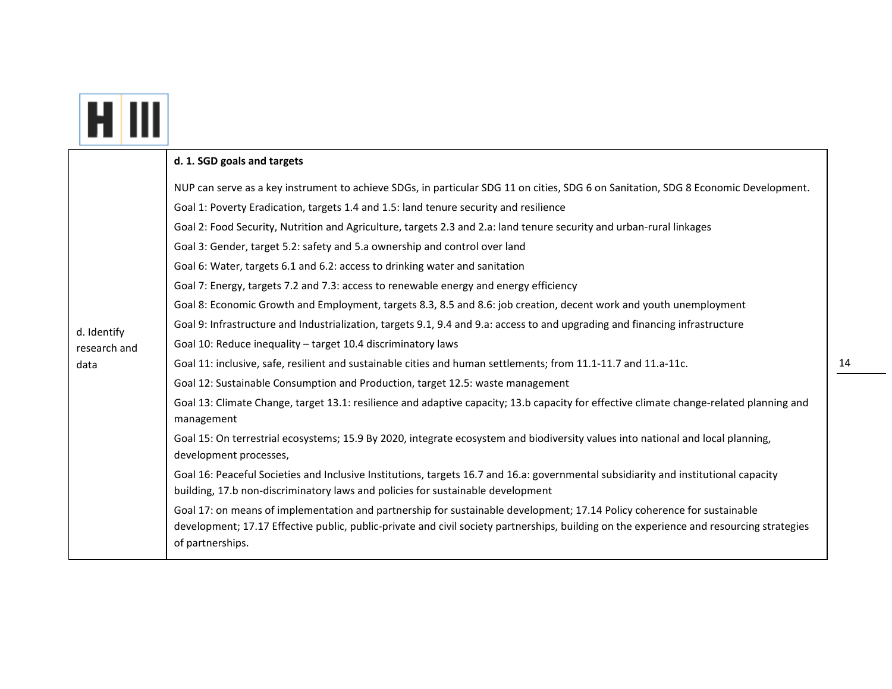| d. Identify research and data | **d. 1. SGD goals and targets**<br><br>NUP can serve as a key instrument to achieve SDGs, in particular SDG 11 on cities, SDG 6 on Sanitation, SDG 8 Economic Development.<br>Goal 1: Poverty Eradication, targets 1.4 and 1.5: land tenure security and resilience<br>Goal 2: Food Security, Nutrition and Agriculture, targets 2.3 and 2.a: land tenure security and urban-rural linkages<br>Goal 3: Gender, target 5.2: safety and 5.a ownership and control over land<br>Goal 6: Water, targets 6.1 and 6.2: access to drinking water and sanitation<br>Goal 7: Energy, targets 7.2 and 7.3: access to renewable energy and energy efficiency<br>Goal 8: Economic Growth and Employment, targets 8.3, 8.5 and 8.6: job creation, decent work and youth unemployment<br>Goal 9: Infrastructure and Industrialization, targets 9.1, 9.4 and 9.a: access to and upgrading and financing infrastructure<br>Goal 10: Reduce inequality – target 10.4 discriminatory laws<br>Goal 11: inclusive, safe, resilient and sustainable cities and human settlements; from 11.1-11.7 and 11.a-11c.<br>Goal 12: Sustainable Consumption and Production, target 12.5: waste management<br>Goal 13: Climate Change, target 13.1: resilience and adaptive capacity; 13.b capacity for effective climate change-related planning and management<br>Goal 15: On terrestrial ecosystems; 15.9 By 2020, integrate ecosystem and biodiversity values into national and local planning, development processes,<br>Goal 16: Peaceful Societies and Inclusive Institutions, targets 16.7 and 16.a: governmental subsidiarity and institutional capacity building, 17.b non-discriminatory laws and policies for sustainable development<br>Goal 17: on means of implementation and partnership for sustainable development; 17.14 Policy coherence for sustainable development; 17.17 Effective public, public-private and civil society partnerships, building on the experience and resourcing strategies of partnerships. |
|---|---|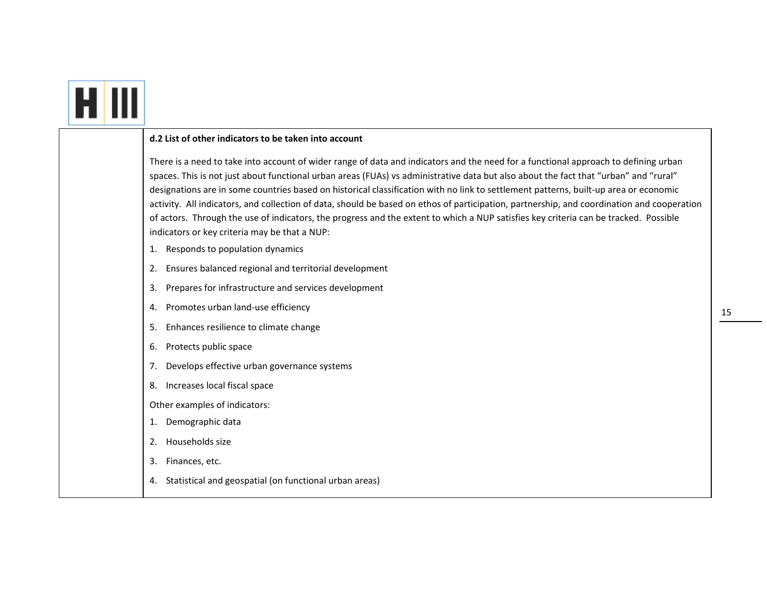**d.2 List of other indicators to be taken into account**

There is a need to take into account of wider range of data and indicators and the need for a functional approach to defining urban spaces. This is not just about functional urban areas (FUAs) vs administrative data but also about the fact that “urban” and “rural” designations are in some countries based on historical classification with no link to settlement patterns, built-up area or economic activity. All indicators, and collection of data, should be based on ethos of participation, partnership, and coordination and cooperation of actors. Through the use of indicators, the progress and the extent to which a NUP satisfies key criteria can be tracked. Possible indicators or key criteria may be that a NUP:

1. Responds to population dynamics
2. Ensures balanced regional and territorial development
3. Prepares for infrastructure and services development
4. Promotes urban land-use efficiency
5. Enhances resilience to climate change
6. Protects public space
7. Develops effective urban governance systems
8. Increases local fiscal space

Other examples of indicators:

1. Demographic data
2. Households size
3. Finances, etc.
4. Statistical and geospatial (on functional urban areas)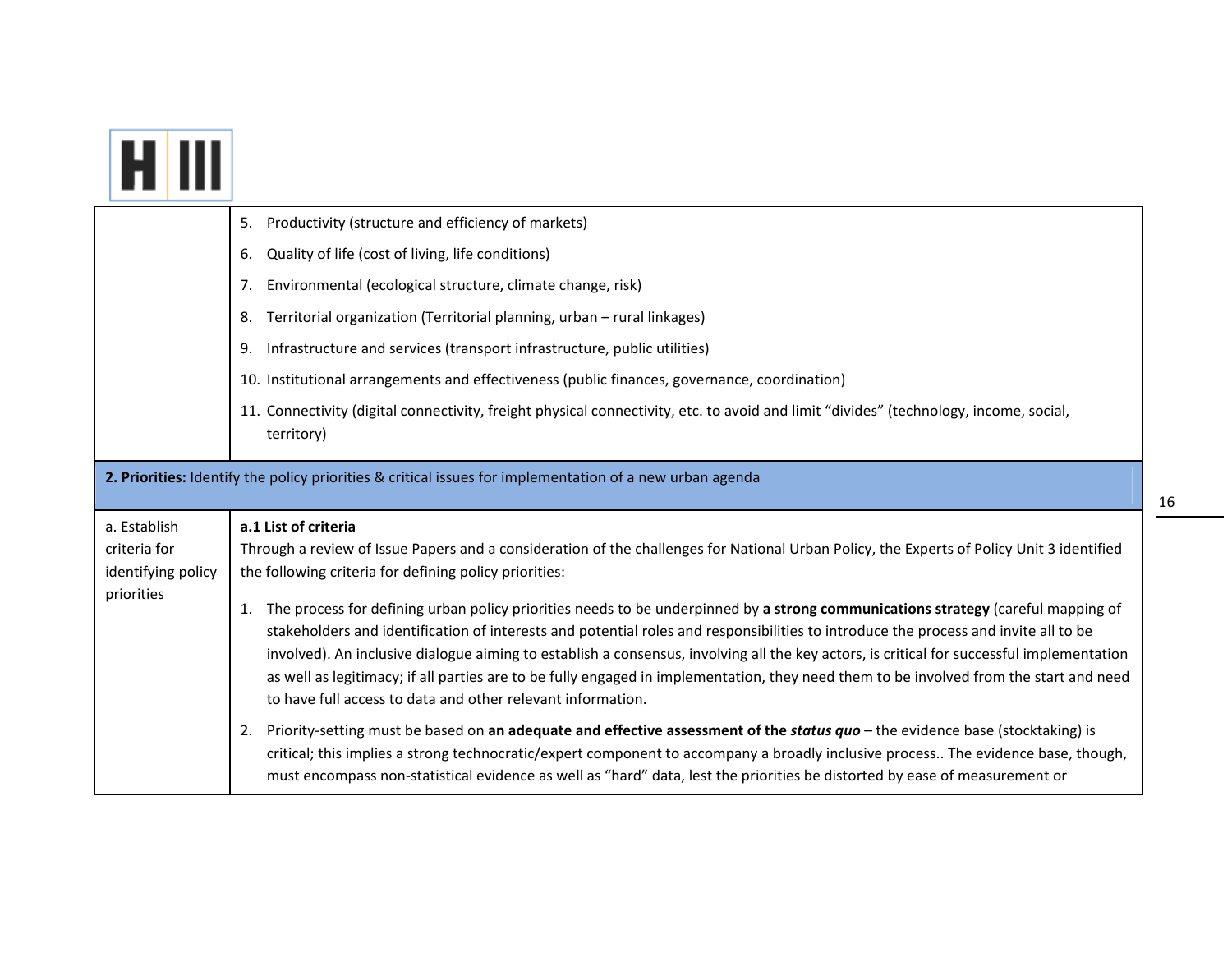| | |
|---|---|
| | 5. Productivity (structure and efficiency of markets)<br>6. Quality of life (cost of living, life conditions)<br>7. Environmental (ecological structure, climate change, risk)<br>8. Territorial organization (Territorial planning, urban – rural linkages)<br>9. Infrastructure and services (transport infrastructure, public utilities)<br>10. Institutional arrangements and effectiveness (public finances, governance, coordination)<br>11. Connectivity (digital connectivity, freight physical connectivity, etc. to avoid and limit "divides" (technology, income, social, territory) |
| **2. Priorities:** Identify the policy priorities & critical issues for implementation of a new urban agenda | |
| a. Establish criteria for identifying policy priorities | **a.1 List of criteria**<br>Through a review of Issue Papers and a consideration of the challenges for National Urban Policy, the Experts of Policy Unit 3 identified the following criteria for defining policy priorities:<br>1. The process for defining urban policy priorities needs to be underpinned by **a strong communications strategy** (careful mapping of stakeholders and identification of interests and potential roles and responsibilities to introduce the process and invite all to be involved). An inclusive dialogue aiming to establish a consensus, involving all the key actors, is critical for successful implementation as well as legitimacy; if all parties are to be fully engaged in implementation, they need them to be involved from the start and need to have full access to data and other relevant information.<br>2. Priority-setting must be based on **an adequate and effective assessment of the *status quo*** – the evidence base (stocktaking) is critical; this implies a strong technocratic/expert component to accompany a broadly inclusive process.. The evidence base, though, must encompass non-statistical evidence as well as "hard" data, lest the priorities be distorted by ease of measurement or |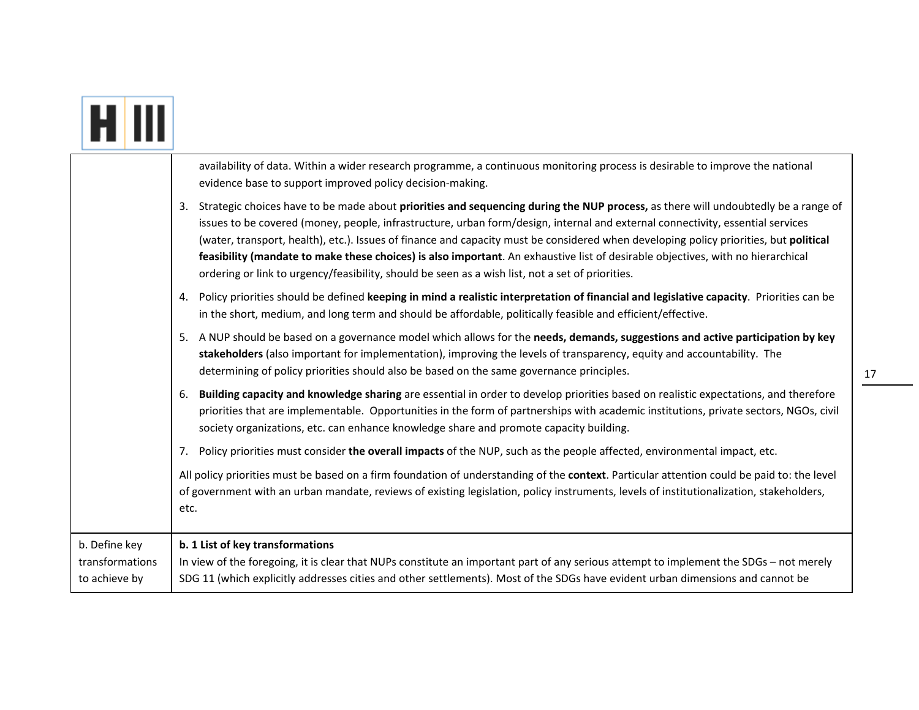| | |
|---|---|
| | availability of data. Within a wider research programme, a continuous monitoring process is desirable to improve the national evidence base to support improved policy decision-making.<br><br>3. Strategic choices have to be made about **priorities and sequencing during the NUP process,** as there will undoubtedly be a range of issues to be covered (money, people, infrastructure, urban form/design, internal and external connectivity, essential services (water, transport, health), etc.). Issues of finance and capacity must be considered when developing policy priorities, but **political feasibility (mandate to make these choices) is also important**. An exhaustive list of desirable objectives, with no hierarchical ordering or link to urgency/feasibility, should be seen as a wish list, not a set of priorities.<br><br>4. Policy priorities should be defined **keeping in mind a realistic interpretation of financial and legislative capacity**. Priorities can be in the short, medium, and long term and should be affordable, politically feasible and efficient/effective.<br><br>5. A NUP should be based on a governance model which allows for the **needs, demands, suggestions and active participation by key stakeholders** (also important for implementation), improving the levels of transparency, equity and accountability. The determining of policy priorities should also be based on the same governance principles.<br><br>6. **Building capacity and knowledge sharing** are essential in order to develop priorities based on realistic expectations, and therefore priorities that are implementable. Opportunities in the form of partnerships with academic institutions, private sectors, NGOs, civil society organizations, etc. can enhance knowledge share and promote capacity building.<br><br>7. Policy priorities must consider **the overall impacts** of the NUP, such as the people affected, environmental impact, etc.<br><br>All policy priorities must be based on a firm foundation of understanding of the **context**. Particular attention could be paid to: the level of government with an urban mandate, reviews of existing legislation, policy instruments, levels of institutionalization, stakeholders, etc. |
| b. Define key transformations to achieve by | **b. 1 List of key transformations**<br>In view of the foregoing, it is clear that NUPs constitute an important part of any serious attempt to implement the SDGs – not merely SDG 11 (which explicitly addresses cities and other settlements). Most of the SDGs have evident urban dimensions and cannot be |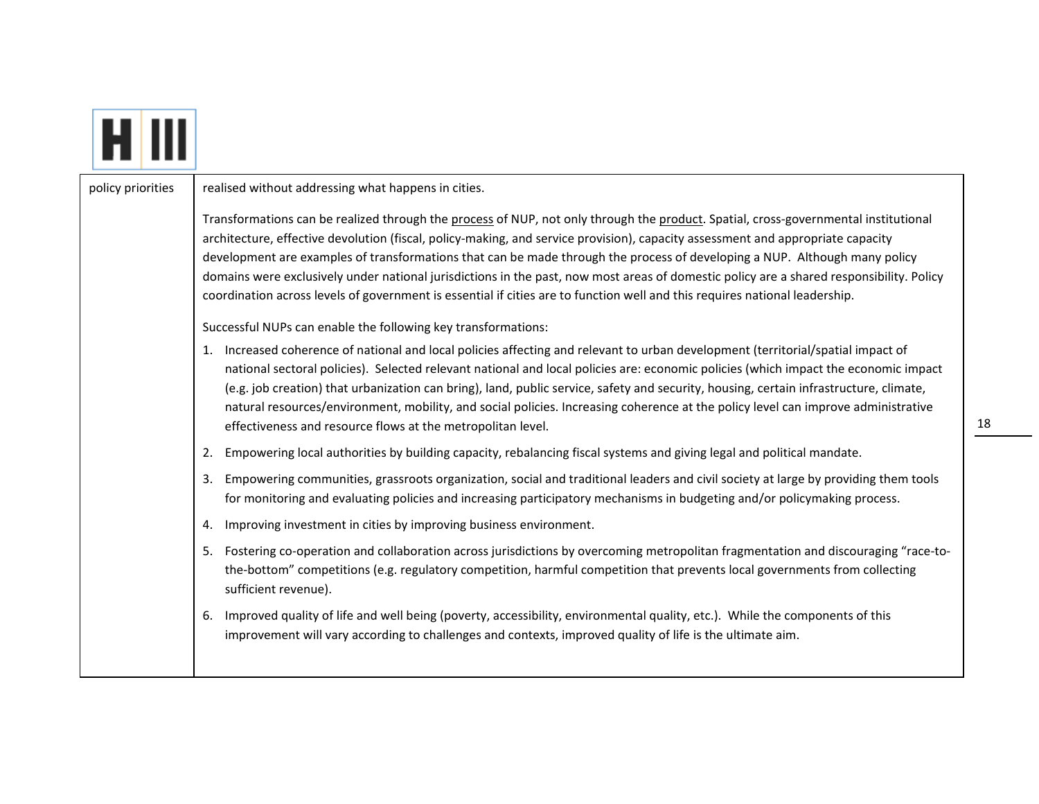| policy priorities | realised without addressing what happens in cities.<br><br>Transformations can be realized through the process of NUP, not only through the product. Spatial, cross-governmental institutional architecture, effective devolution (fiscal, policy-making, and service provision), capacity assessment and appropriate capacity development are examples of transformations that can be made through the process of developing a NUP. Although many policy domains were exclusively under national jurisdictions in the past, now most areas of domestic policy are a shared responsibility. Policy coordination across levels of government is essential if cities are to function well and this requires national leadership.<br><br>Successful NUPs can enable the following key transformations:<br><br>1. Increased coherence of national and local policies affecting and relevant to urban development (territorial/spatial impact of national sectoral policies). Selected relevant national and local policies are: economic policies (which impact the economic impact (e.g. job creation) that urbanization can bring), land, public service, safety and security, housing, certain infrastructure, climate, natural resources/environment, mobility, and social policies. Increasing coherence at the policy level can improve administrative effectiveness and resource flows at the metropolitan level.<br>2. Empowering local authorities by building capacity, rebalancing fiscal systems and giving legal and political mandate.<br>3. Empowering communities, grassroots organization, social and traditional leaders and civil society at large by providing them tools for monitoring and evaluating policies and increasing participatory mechanisms in budgeting and/or policymaking process.<br>4. Improving investment in cities by improving business environment.<br>5. Fostering co-operation and collaboration across jurisdictions by overcoming metropolitan fragmentation and discouraging "race-to-the-bottom" competitions (e.g. regulatory competition, harmful competition that prevents local governments from collecting sufficient revenue).<br>6. Improved quality of life and well being (poverty, accessibility, environmental quality, etc.). While the components of this improvement will vary according to challenges and contexts, improved quality of life is the ultimate aim. |
|---|---|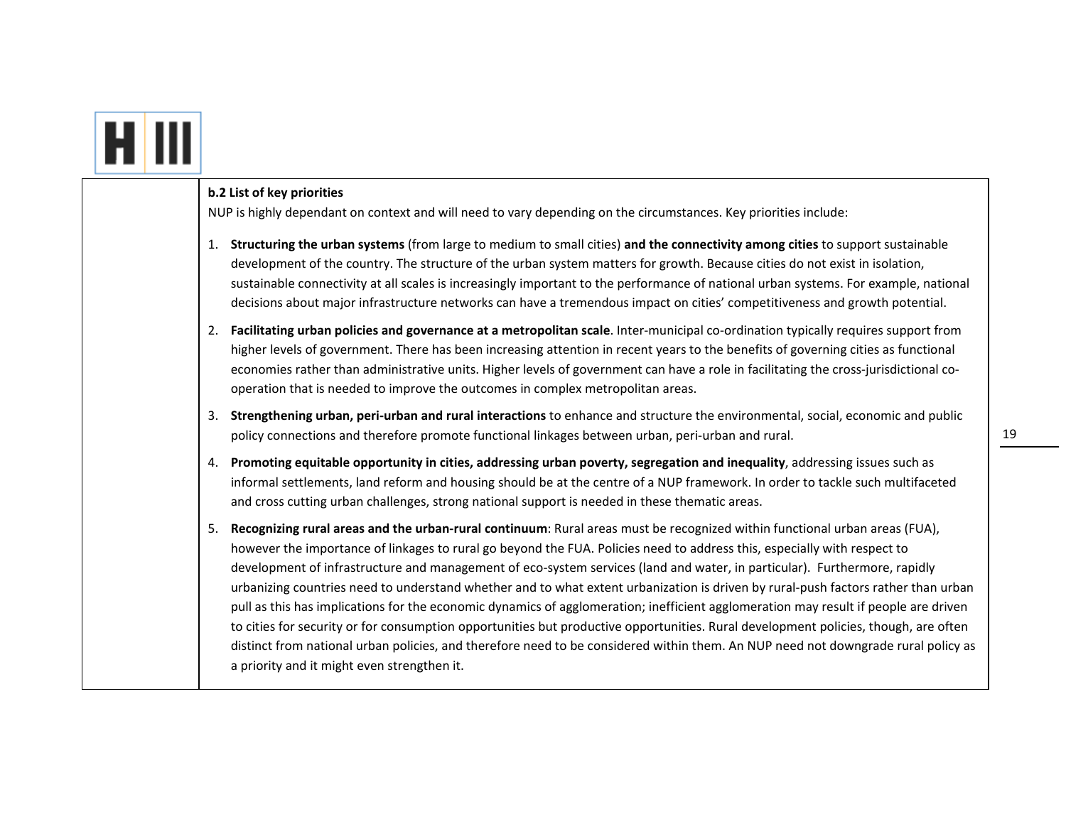**b.2 List of key priorities**

NUP is highly dependant on context and will need to vary depending on the circumstances. Key priorities include:

1. **Structuring the urban systems** (from large to medium to small cities) **and the connectivity among cities** to support sustainable development of the country. The structure of the urban system matters for growth. Because cities do not exist in isolation, sustainable connectivity at all scales is increasingly important to the performance of national urban systems. For example, national decisions about major infrastructure networks can have a tremendous impact on cities' competitiveness and growth potential.
2. **Facilitating urban policies and governance at a metropolitan scale**. Inter-municipal co-ordination typically requires support from higher levels of government. There has been increasing attention in recent years to the benefits of governing cities as functional economies rather than administrative units. Higher levels of government can have a role in facilitating the cross-jurisdictional co-operation that is needed to improve the outcomes in complex metropolitan areas.
3. **Strengthening urban, peri-urban and rural interactions** to enhance and structure the environmental, social, economic and public policy connections and therefore promote functional linkages between urban, peri-urban and rural.
4. **Promoting equitable opportunity in cities, addressing urban poverty, segregation and inequality**, addressing issues such as informal settlements, land reform and housing should be at the centre of a NUP framework. In order to tackle such multifaceted and cross cutting urban challenges, strong national support is needed in these thematic areas.
5. **Recognizing rural areas and the urban-rural continuum**: Rural areas must be recognized within functional urban areas (FUA), however the importance of linkages to rural go beyond the FUA. Policies need to address this, especially with respect to development of infrastructure and management of eco-system services (land and water, in particular). Furthermore, rapidly urbanizing countries need to understand whether and to what extent urbanization is driven by rural-push factors rather than urban pull as this has implications for the economic dynamics of agglomeration; inefficient agglomeration may result if people are driven to cities for security or for consumption opportunities but productive opportunities. Rural development policies, though, are often distinct from national urban policies, and therefore need to be considered within them. An NUP need not downgrade rural policy as a priority and it might even strengthen it.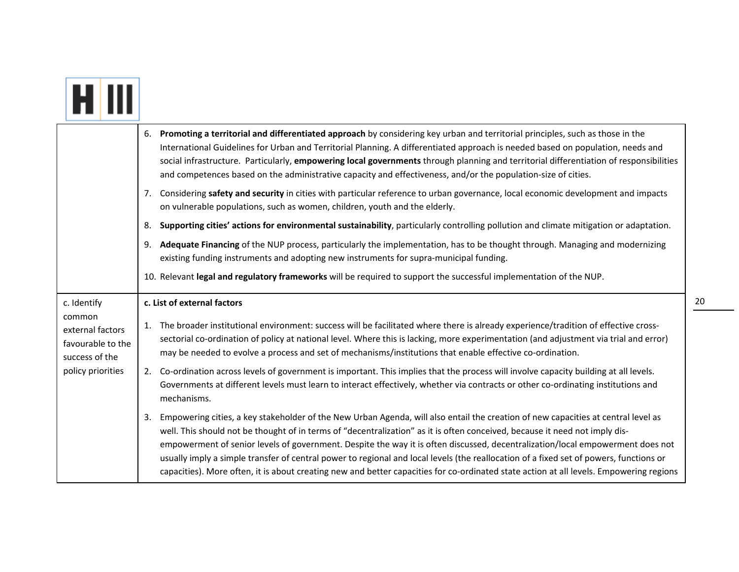| | |
|---|---|
| | 6. **Promoting a territorial and differentiated approach** by considering key urban and territorial principles, such as those in the International Guidelines for Urban and Territorial Planning. A differentiated approach is needed based on population, needs and social infrastructure. Particularly, **empowering local governments** through planning and territorial differentiation of responsibilities and competences based on the administrative capacity and effectiveness, and/or the population-size of cities.<br><br>7. Considering **safety and security** in cities with particular reference to urban governance, local economic development and impacts on vulnerable populations, such as women, children, youth and the elderly.<br><br>8. **Supporting cities' actions for environmental sustainability**, particularly controlling pollution and climate mitigation or adaptation.<br><br>9. **Adequate Financing** of the NUP process, particularly the implementation, has to be thought through. Managing and modernizing existing funding instruments and adopting new instruments for supra-municipal funding.<br><br>10. Relevant **legal and regulatory frameworks** will be required to support the successful implementation of the NUP. |
| c. Identify common external factors favourable to the success of the policy priorities | **c. List of external factors**<br><br>1. The broader institutional environment: success will be facilitated where there is already experience/tradition of effective cross-sectorial co-ordination of policy at national level. Where this is lacking, more experimentation (and adjustment via trial and error) may be needed to evolve a process and set of mechanisms/institutions that enable effective co-ordination.<br><br>2. Co-ordination across levels of government is important. This implies that the process will involve capacity building at all levels. Governments at different levels must learn to interact effectively, whether via contracts or other co-ordinating institutions and mechanisms.<br><br>3. Empowering cities, a key stakeholder of the New Urban Agenda, will also entail the creation of new capacities at central level as well. This should not be thought of in terms of "decentralization" as it is often conceived, because it need not imply dis-empowerment of senior levels of government. Despite the way it is often discussed, decentralization/local empowerment does not usually imply a simple transfer of central power to regional and local levels (the reallocation of a fixed set of powers, functions or capacities). More often, it is about creating new and better capacities for co-ordinated state action at all levels. Empowering regions |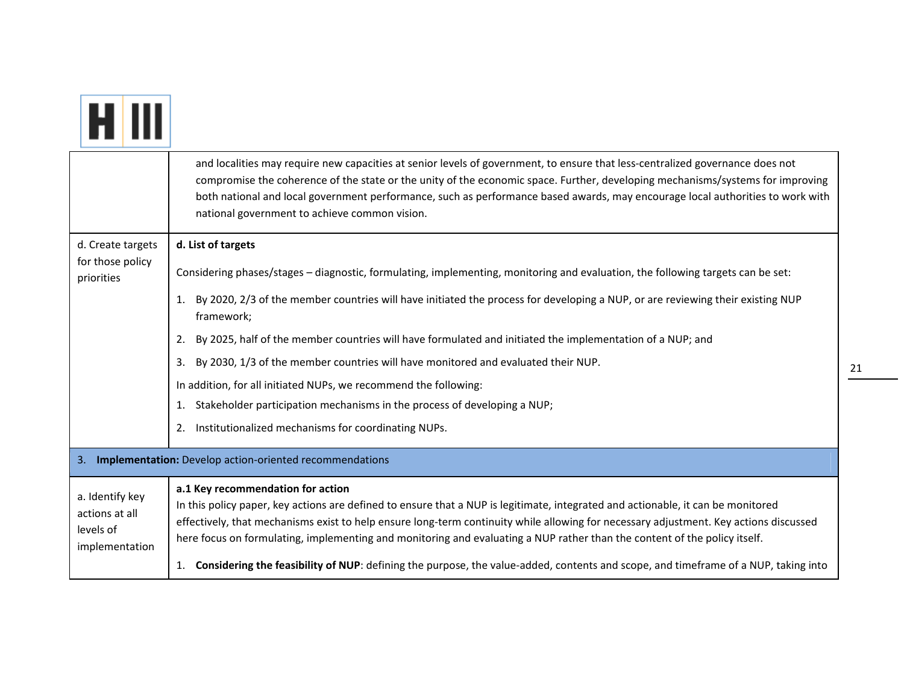| | |
|---|---|
| | and localities may require new capacities at senior levels of government, to ensure that less-centralized governance does not compromise the coherence of the state or the unity of the economic space. Further, developing mechanisms/systems for improving both national and local government performance, such as performance based awards, may encourage local authorities to work with national government to achieve common vision. |
| d. Create targets for those policy priorities | **d. List of targets**<br><br>Considering phases/stages – diagnostic, formulating, implementing, monitoring and evaluation, the following targets can be set:<br><br>1. By 2020, 2/3 of the member countries will have initiated the process for developing a NUP, or are reviewing their existing NUP framework;<br>2. By 2025, half of the member countries will have formulated and initiated the implementation of a NUP; and<br>3. By 2030, 1/3 of the member countries will have monitored and evaluated their NUP.<br><br>In addition, for all initiated NUPs, we recommend the following:<br>1. Stakeholder participation mechanisms in the process of developing a NUP;<br>2. Institutionalized mechanisms for coordinating NUPs. |
| 3. **Implementation:** Develop action-oriented recommendations | |
| a. Identify key actions at all levels of implementation | **a.1 Key recommendation for action**<br>In this policy paper, key actions are defined to ensure that a NUP is legitimate, integrated and actionable, it can be monitored effectively, that mechanisms exist to help ensure long-term continuity while allowing for necessary adjustment. Key actions discussed here focus on formulating, implementing and monitoring and evaluating a NUP rather than the content of the policy itself.<br><br>1. **Considering the feasibility of NUP**: defining the purpose, the value-added, contents and scope, and timeframe of a NUP, taking into |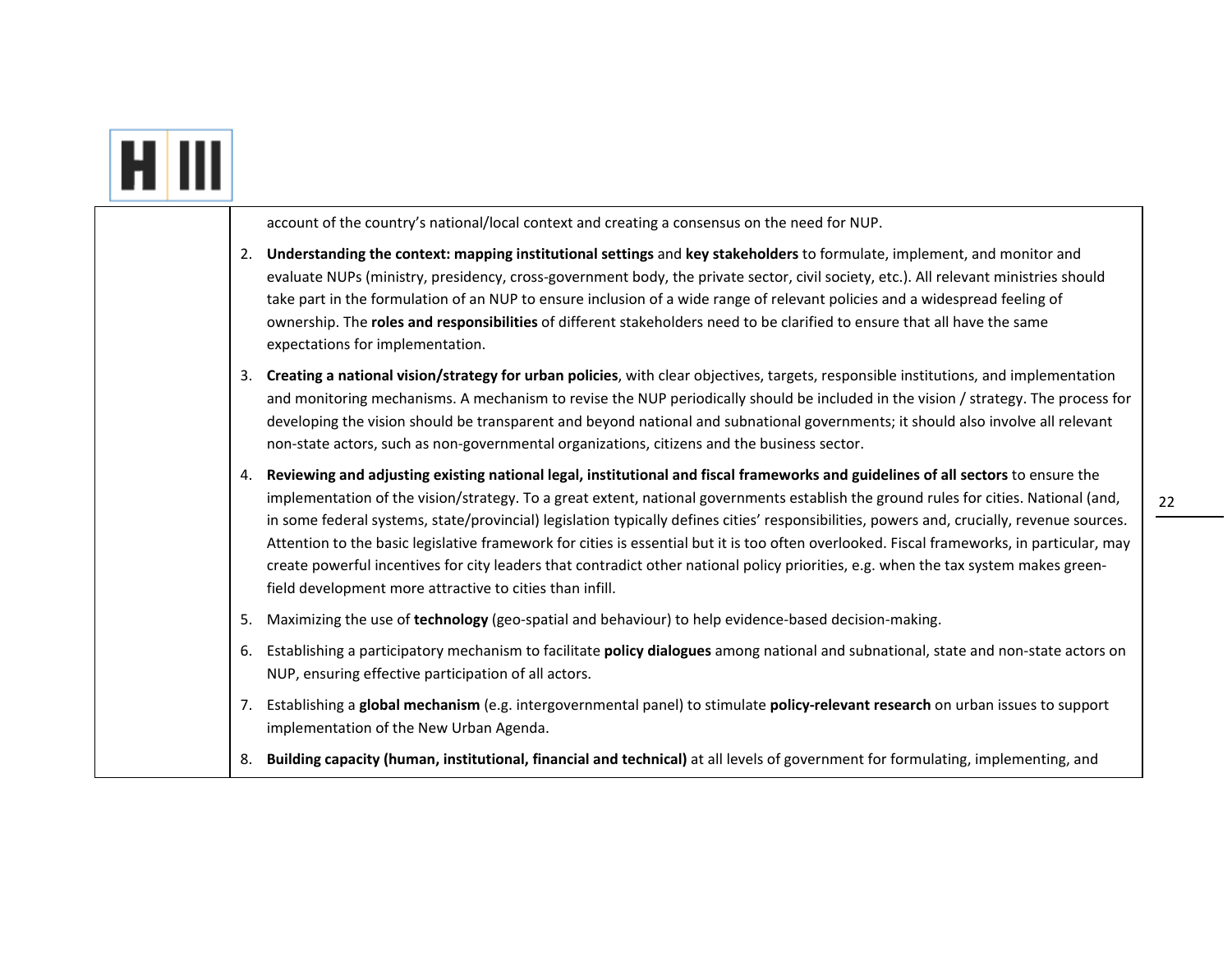account of the country's national/local context and creating a consensus on the need for NUP.

2. **Understanding the context: mapping institutional settings** and **key stakeholders** to formulate, implement, and monitor and evaluate NUPs (ministry, presidency, cross-government body, the private sector, civil society, etc.). All relevant ministries should take part in the formulation of an NUP to ensure inclusion of a wide range of relevant policies and a widespread feeling of ownership. The **roles and responsibilities** of different stakeholders need to be clarified to ensure that all have the same expectations for implementation.
3. **Creating a national vision/strategy for urban policies**, with clear objectives, targets, responsible institutions, and implementation and monitoring mechanisms. A mechanism to revise the NUP periodically should be included in the vision / strategy. The process for developing the vision should be transparent and beyond national and subnational governments; it should also involve all relevant non-state actors, such as non-governmental organizations, citizens and the business sector.
4. **Reviewing and adjusting existing national legal, institutional and fiscal frameworks and guidelines of all sectors** to ensure the implementation of the vision/strategy. To a great extent, national governments establish the ground rules for cities. National (and, in some federal systems, state/provincial) legislation typically defines cities' responsibilities, powers and, crucially, revenue sources. Attention to the basic legislative framework for cities is essential but it is too often overlooked. Fiscal frameworks, in particular, may create powerful incentives for city leaders that contradict other national policy priorities, e.g. when the tax system makes green-field development more attractive to cities than infill.
5. Maximizing the use of **technology** (geo-spatial and behaviour) to help evidence-based decision-making.
6. Establishing a participatory mechanism to facilitate **policy dialogues** among national and subnational, state and non-state actors on NUP, ensuring effective participation of all actors.
7. Establishing a **global mechanism** (e.g. intergovernmental panel) to stimulate **policy-relevant research** on urban issues to support implementation of the New Urban Agenda.
8. **Building capacity (human, institutional, financial and technical)** at all levels of government for formulating, implementing, and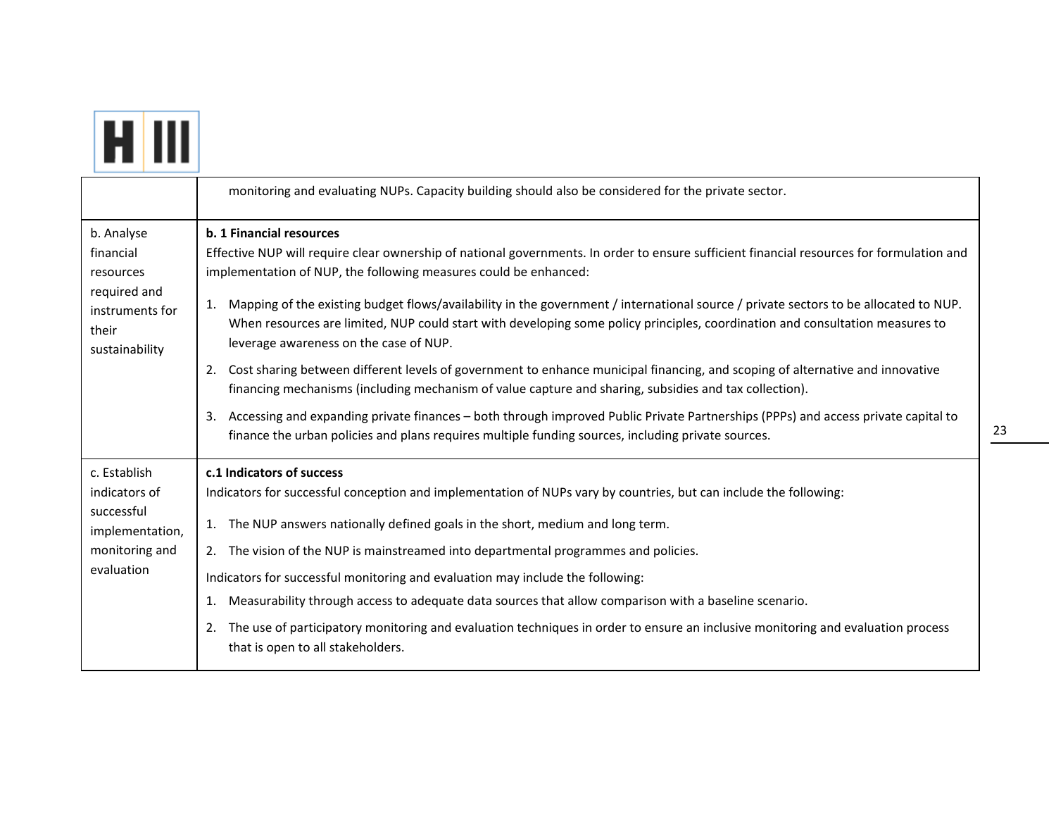| | |
|---|---|
| | monitoring and evaluating NUPs. Capacity building should also be considered for the private sector. |
| b. Analyse financial resources required and instruments for their sustainability | **b. 1 Financial resources**<br>Effective NUP will require clear ownership of national governments. In order to ensure sufficient financial resources for formulation and implementation of NUP, the following measures could be enhanced:<br>1. Mapping of the existing budget flows/availability in the government / international source / private sectors to be allocated to NUP. When resources are limited, NUP could start with developing some policy principles, coordination and consultation measures to leverage awareness on the case of NUP.<br>2. Cost sharing between different levels of government to enhance municipal financing, and scoping of alternative and innovative financing mechanisms (including mechanism of value capture and sharing, subsidies and tax collection).<br>3. Accessing and expanding private finances – both through improved Public Private Partnerships (PPPs) and access private capital to finance the urban policies and plans requires multiple funding sources, including private sources. |
| c. Establish indicators of successful implementation, monitoring and evaluation | **c.1 Indicators of success**<br>Indicators for successful conception and implementation of NUPs vary by countries, but can include the following:<br>1. The NUP answers nationally defined goals in the short, medium and long term.<br>2. The vision of the NUP is mainstreamed into departmental programmes and policies.<br>Indicators for successful monitoring and evaluation may include the following:<br>1. Measurability through access to adequate data sources that allow comparison with a baseline scenario.<br>2. The use of participatory monitoring and evaluation techniques in order to ensure an inclusive monitoring and evaluation process that is open to all stakeholders. |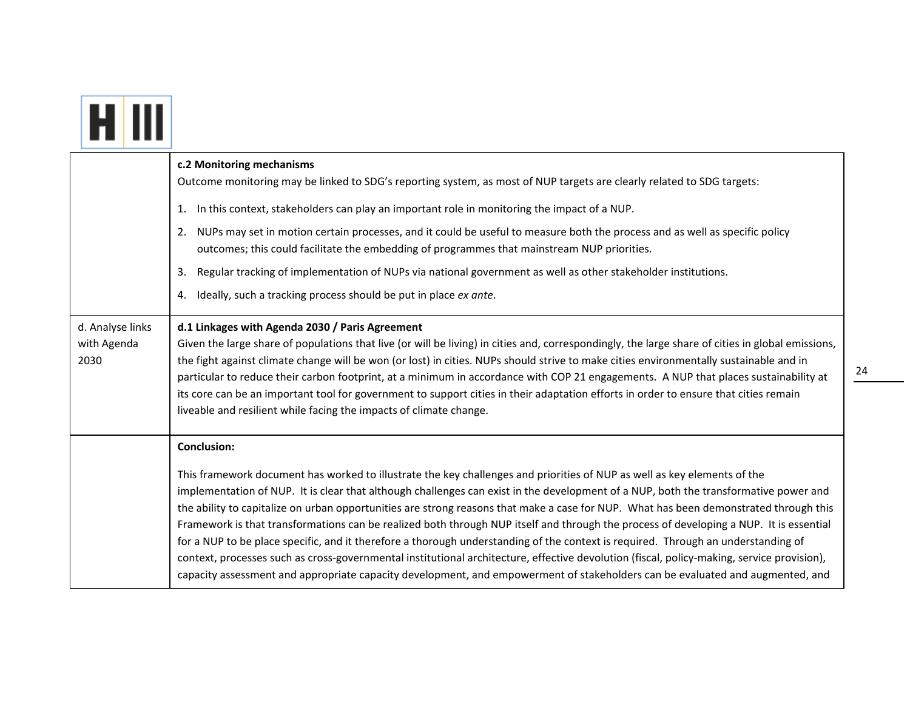| | |
|---|---|
| | **c.2 Monitoring mechanisms**<br>Outcome monitoring may be linked to SDG's reporting system, as most of NUP targets are clearly related to SDG targets:<br>1. In this context, stakeholders can play an important role in monitoring the impact of a NUP.<br>2. NUPs may set in motion certain processes, and it could be useful to measure both the process and as well as specific policy outcomes; this could facilitate the embedding of programmes that mainstream NUP priorities.<br>3. Regular tracking of implementation of NUPs via national government as well as other stakeholder institutions.<br>4. Ideally, such a tracking process should be put in place *ex ante*. |
| d. Analyse links with Agenda 2030 | **d.1 Linkages with Agenda 2030 / Paris Agreement**<br>Given the large share of populations that live (or will be living) in cities and, correspondingly, the large share of cities in global emissions, the fight against climate change will be won (or lost) in cities. NUPs should strive to make cities environmentally sustainable and in particular to reduce their carbon footprint, at a minimum in accordance with COP 21 engagements. A NUP that places sustainability at its core can be an important tool for government to support cities in their adaptation efforts in order to ensure that cities remain liveable and resilient while facing the impacts of climate change. |
| | **Conclusion:**<br>This framework document has worked to illustrate the key challenges and priorities of NUP as well as key elements of the implementation of NUP. It is clear that although challenges can exist in the development of a NUP, both the transformative power and the ability to capitalize on urban opportunities are strong reasons that make a case for NUP. What has been demonstrated through this Framework is that transformations can be realized both through NUP itself and through the process of developing a NUP. It is essential for a NUP to be place specific, and it therefore a thorough understanding of the context is required. Through an understanding of context, processes such as cross-governmental institutional architecture, effective devolution (fiscal, policy-making, service provision), capacity assessment and appropriate capacity development, and empowerment of stakeholders can be evaluated and augmented, and |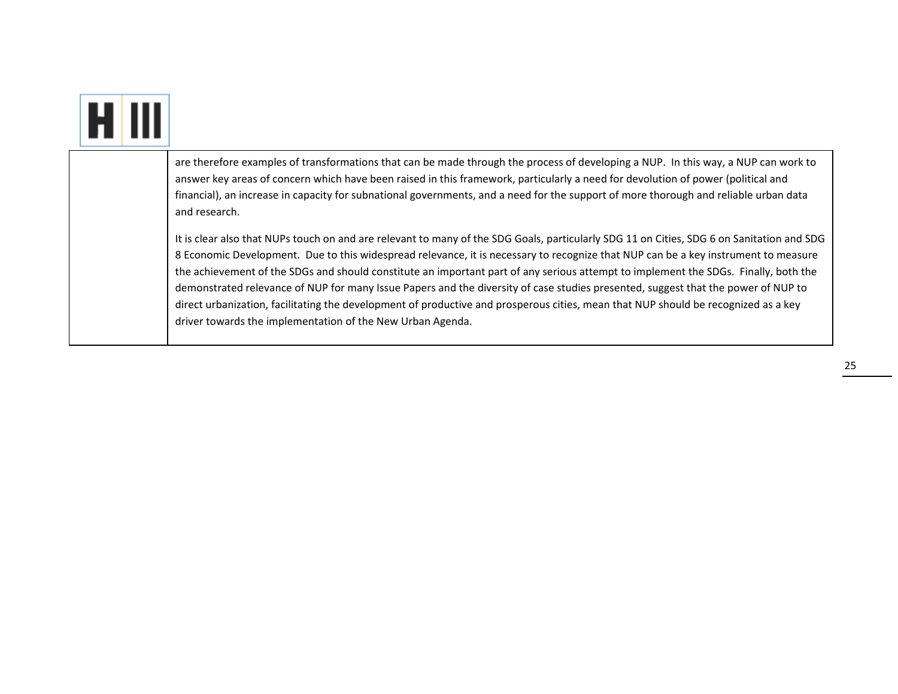| | |
|---|---|
| | are therefore examples of transformations that can be made through the process of developing a NUP. In this way, a NUP can work to answer key areas of concern which have been raised in this framework, particularly a need for devolution of power (political and financial), an increase in capacity for subnational governments, and a need for the support of more thorough and reliable urban data and research.<br><br>It is clear also that NUPs touch on and are relevant to many of the SDG Goals, particularly SDG 11 on Cities, SDG 6 on Sanitation and SDG 8 Economic Development. Due to this widespread relevance, it is necessary to recognize that NUP can be a key instrument to measure the achievement of the SDGs and should constitute an important part of any serious attempt to implement the SDGs. Finally, both the demonstrated relevance of NUP for many Issue Papers and the diversity of case studies presented, suggest that the power of NUP to direct urbanization, facilitating the development of productive and prosperous cities, mean that NUP should be recognized as a key driver towards the implementation of the New Urban Agenda. |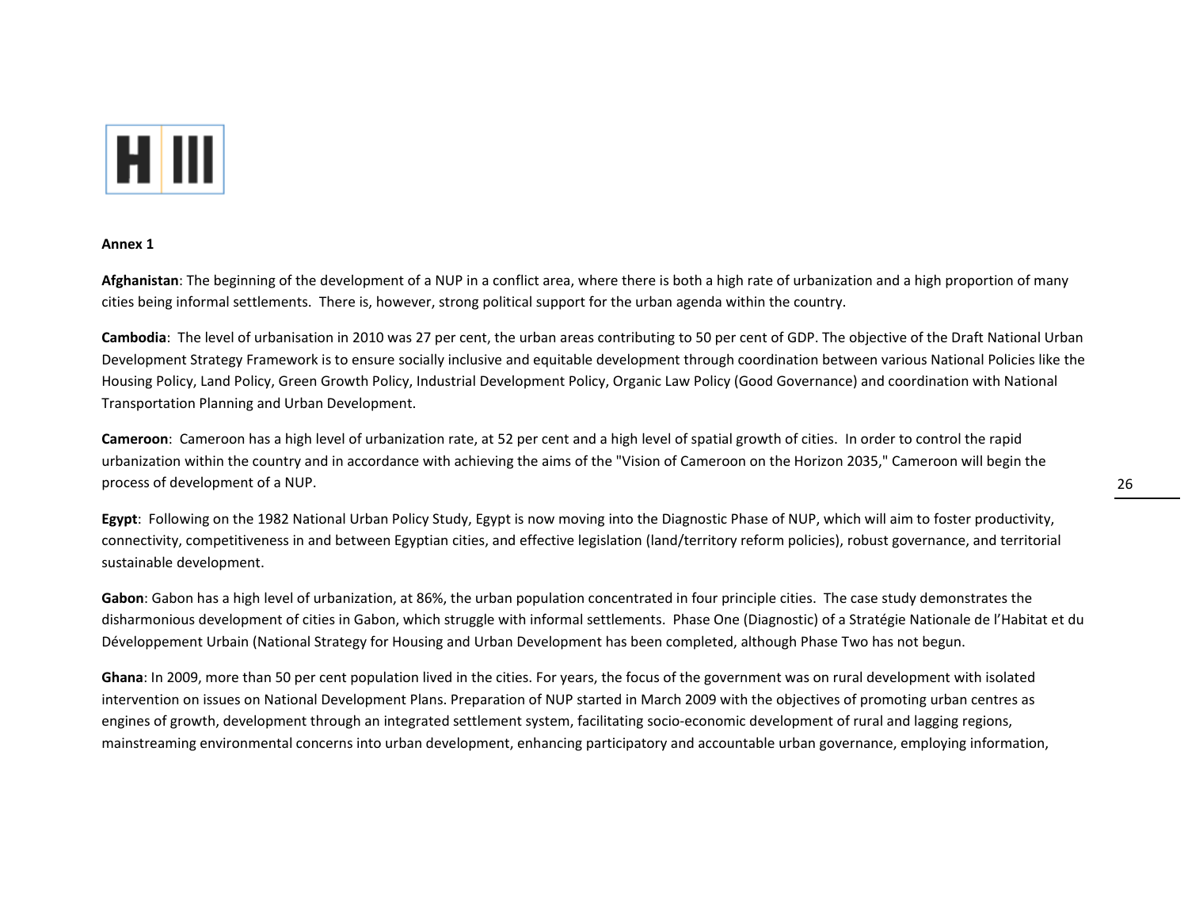**Annex 1**

**Afghanistan**: The beginning of the development of a NUP in a conflict area, where there is both a high rate of urbanization and a high proportion of many cities being informal settlements. There is, however, strong political support for the urban agenda within the country.

**Cambodia**: The level of urbanisation in 2010 was 27 per cent, the urban areas contributing to 50 per cent of GDP. The objective of the Draft National Urban Development Strategy Framework is to ensure socially inclusive and equitable development through coordination between various National Policies like the Housing Policy, Land Policy, Green Growth Policy, Industrial Development Policy, Organic Law Policy (Good Governance) and coordination with National Transportation Planning and Urban Development.

**Cameroon**: Cameroon has a high level of urbanization rate, at 52 per cent and a high level of spatial growth of cities. In order to control the rapid urbanization within the country and in accordance with achieving the aims of the "Vision of Cameroon on the Horizon 2035," Cameroon will begin the process of development of a NUP.

**Egypt**: Following on the 1982 National Urban Policy Study, Egypt is now moving into the Diagnostic Phase of NUP, which will aim to foster productivity, connectivity, competitiveness in and between Egyptian cities, and effective legislation (land/territory reform policies), robust governance, and territorial sustainable development.

**Gabon**: Gabon has a high level of urbanization, at 86%, the urban population concentrated in four principle cities. The case study demonstrates the disharmonious development of cities in Gabon, which struggle with informal settlements. Phase One (Diagnostic) of a Stratégie Nationale de l'Habitat et du Développement Urbain (National Strategy for Housing and Urban Development has been completed, although Phase Two has not begun.

**Ghana**: In 2009, more than 50 per cent population lived in the cities. For years, the focus of the government was on rural development with isolated intervention on issues on National Development Plans. Preparation of NUP started in March 2009 with the objectives of promoting urban centres as engines of growth, development through an integrated settlement system, facilitating socio-economic development of rural and lagging regions, mainstreaming environmental concerns into urban development, enhancing participatory and accountable urban governance, employing information,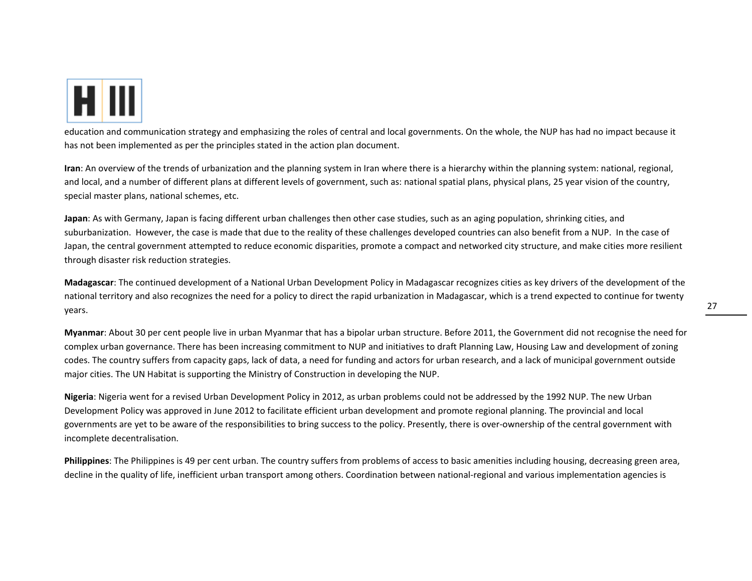education and communication strategy and emphasizing the roles of central and local governments. On the whole, the NUP has had no impact because it has not been implemented as per the principles stated in the action plan document.

**Iran**: An overview of the trends of urbanization and the planning system in Iran where there is a hierarchy within the planning system: national, regional, and local, and a number of different plans at different levels of government, such as: national spatial plans, physical plans, 25 year vision of the country, special master plans, national schemes, etc.

**Japan**: As with Germany, Japan is facing different urban challenges then other case studies, such as an aging population, shrinking cities, and suburbanization. However, the case is made that due to the reality of these challenges developed countries can also benefit from a NUP. In the case of Japan, the central government attempted to reduce economic disparities, promote a compact and networked city structure, and make cities more resilient through disaster risk reduction strategies.

**Madagascar**: The continued development of a National Urban Development Policy in Madagascar recognizes cities as key drivers of the development of the national territory and also recognizes the need for a policy to direct the rapid urbanization in Madagascar, which is a trend expected to continue for twenty years.

**Myanmar**: About 30 per cent people live in urban Myanmar that has a bipolar urban structure. Before 2011, the Government did not recognise the need for complex urban governance. There has been increasing commitment to NUP and initiatives to draft Planning Law, Housing Law and development of zoning codes. The country suffers from capacity gaps, lack of data, a need for funding and actors for urban research, and a lack of municipal government outside major cities. The UN Habitat is supporting the Ministry of Construction in developing the NUP.

**Nigeria**: Nigeria went for a revised Urban Development Policy in 2012, as urban problems could not be addressed by the 1992 NUP. The new Urban Development Policy was approved in June 2012 to facilitate efficient urban development and promote regional planning. The provincial and local governments are yet to be aware of the responsibilities to bring success to the policy. Presently, there is over-ownership of the central government with incomplete decentralisation.

**Philippines**: The Philippines is 49 per cent urban. The country suffers from problems of access to basic amenities including housing, decreasing green area, decline in the quality of life, inefficient urban transport among others. Coordination between national-regional and various implementation agencies is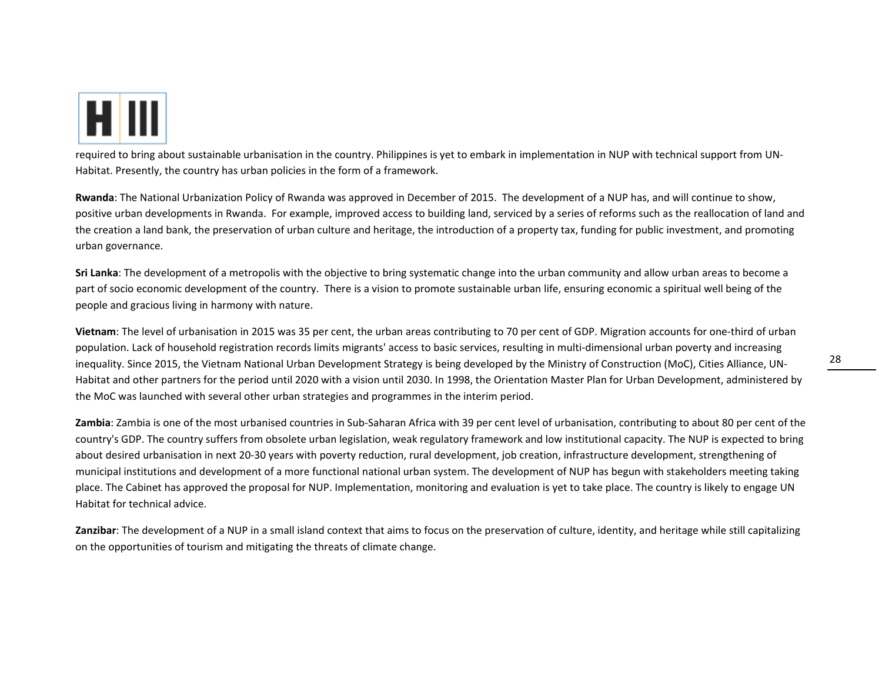required to bring about sustainable urbanisation in the country. Philippines is yet to embark in implementation in NUP with technical support from UN-Habitat. Presently, the country has urban policies in the form of a framework.

**Rwanda**: The National Urbanization Policy of Rwanda was approved in December of 2015. The development of a NUP has, and will continue to show, positive urban developments in Rwanda. For example, improved access to building land, serviced by a series of reforms such as the reallocation of land and the creation a land bank, the preservation of urban culture and heritage, the introduction of a property tax, funding for public investment, and promoting urban governance.

**Sri Lanka**: The development of a metropolis with the objective to bring systematic change into the urban community and allow urban areas to become a part of socio economic development of the country. There is a vision to promote sustainable urban life, ensuring economic a spiritual well being of the people and gracious living in harmony with nature.

**Vietnam**: The level of urbanisation in 2015 was 35 per cent, the urban areas contributing to 70 per cent of GDP. Migration accounts for one-third of urban population. Lack of household registration records limits migrants' access to basic services, resulting in multi-dimensional urban poverty and increasing inequality. Since 2015, the Vietnam National Urban Development Strategy is being developed by the Ministry of Construction (MoC), Cities Alliance, UN-Habitat and other partners for the period until 2020 with a vision until 2030. In 1998, the Orientation Master Plan for Urban Development, administered by the MoC was launched with several other urban strategies and programmes in the interim period.

**Zambia**: Zambia is one of the most urbanised countries in Sub-Saharan Africa with 39 per cent level of urbanisation, contributing to about 80 per cent of the country's GDP. The country suffers from obsolete urban legislation, weak regulatory framework and low institutional capacity. The NUP is expected to bring about desired urbanisation in next 20-30 years with poverty reduction, rural development, job creation, infrastructure development, strengthening of municipal institutions and development of a more functional national urban system. The development of NUP has begun with stakeholders meeting taking place. The Cabinet has approved the proposal for NUP. Implementation, monitoring and evaluation is yet to take place. The country is likely to engage UN Habitat for technical advice.

**Zanzibar**: The development of a NUP in a small island context that aims to focus on the preservation of culture, identity, and heritage while still capitalizing on the opportunities of tourism and mitigating the threats of climate change.